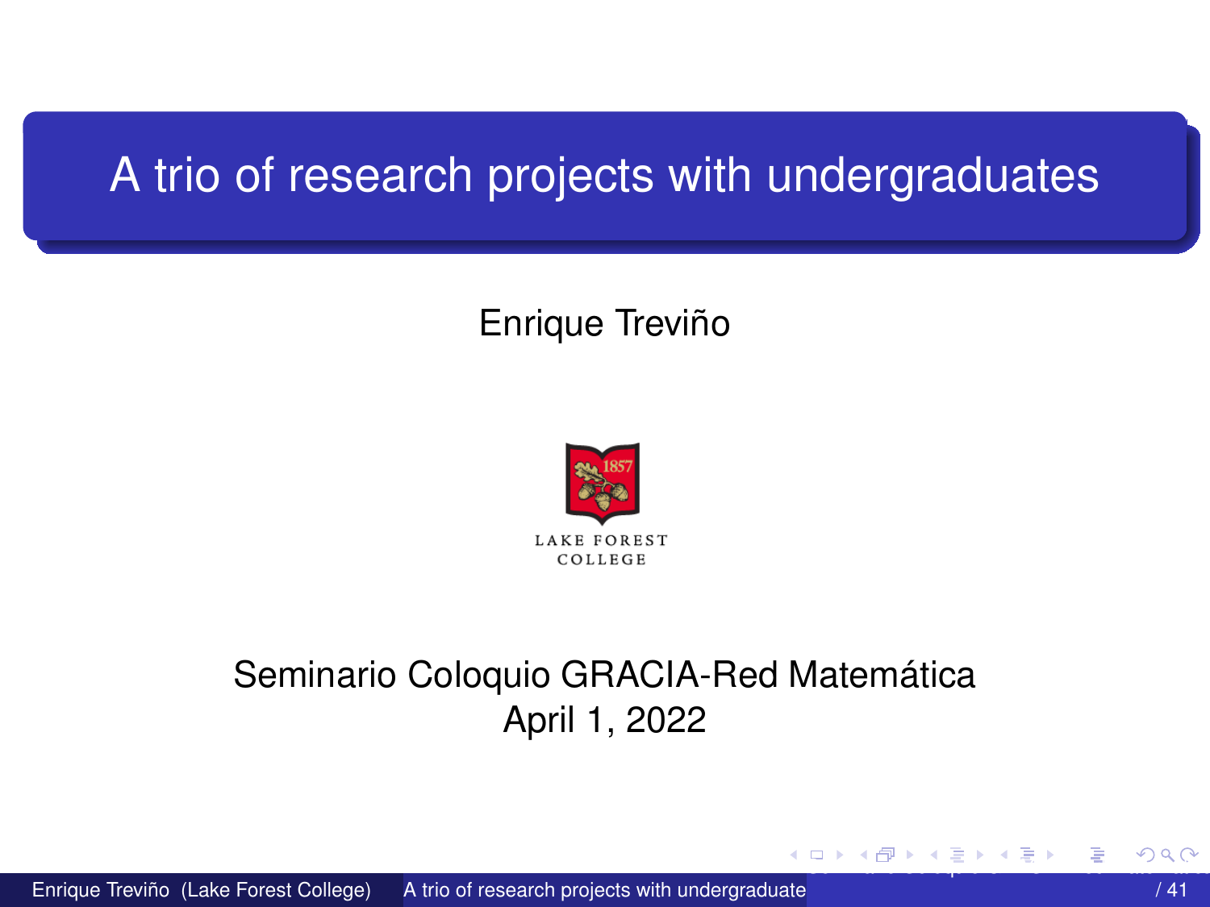# A trio of research projects with undergraduates

Enrique Treviño

LAKE FOREST COLLEGE

Seminario Coloquio GRACIA-Red Matemática

April 1, 2022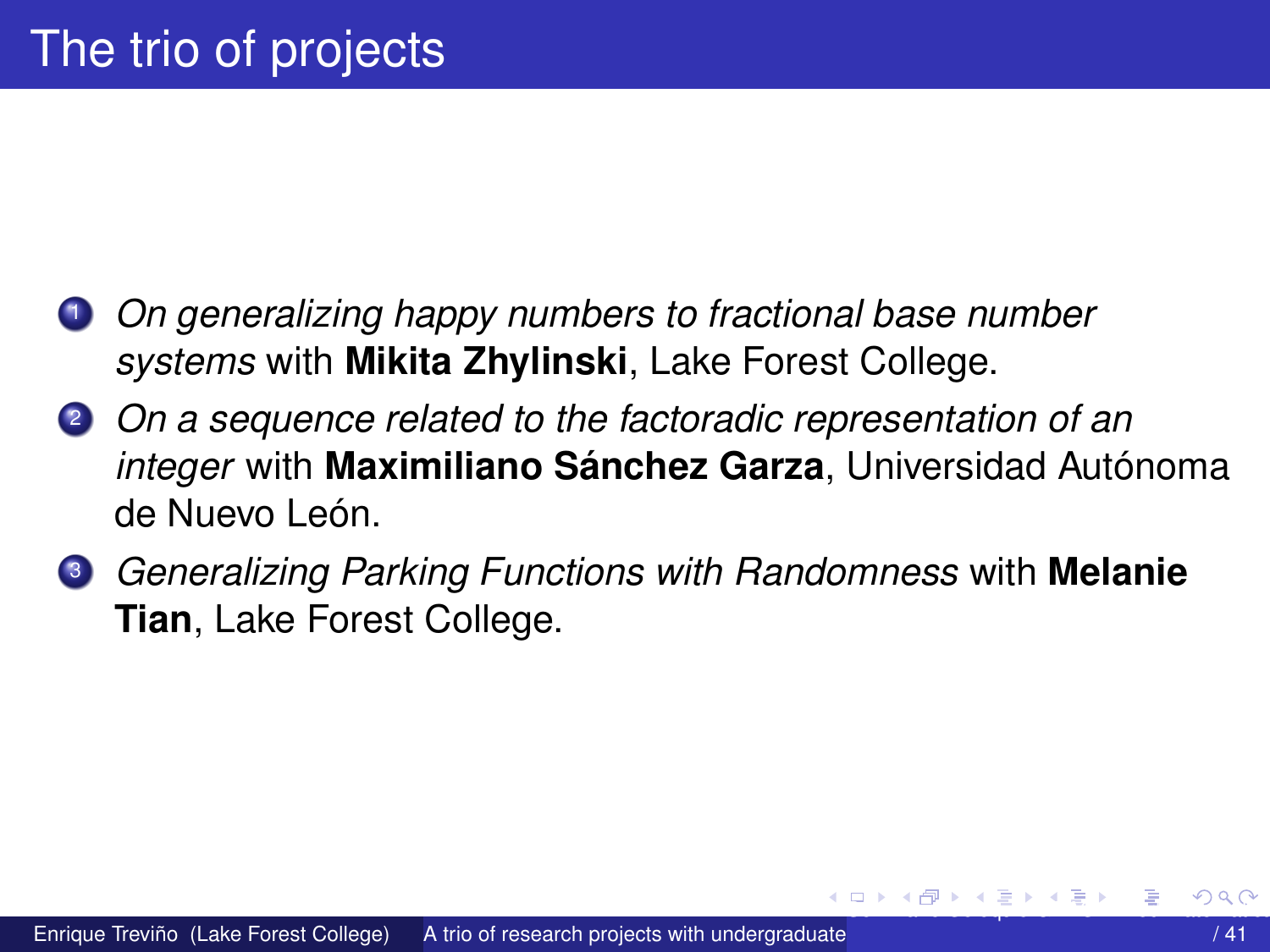# The trio of projects

1. *On generalizing happy numbers to fractional base number systems* with **Mikita Zhylinski**, Lake Forest College.
2. *On a sequence related to the factoradic representation of an integer* with **Maximiliano Sánchez Garza**, Universidad Autónoma de Nuevo León.
3. *Generalizing Parking Functions with Randomness* with **Melanie Tian**, Lake Forest College.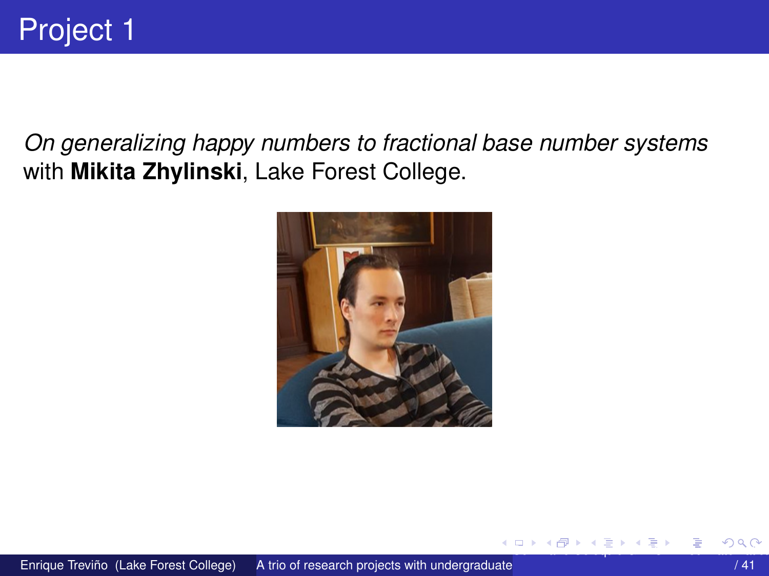# Project 1

*On generalizing happy numbers to fractional base number systems* with **Mikita Zhylinski**, Lake Forest College.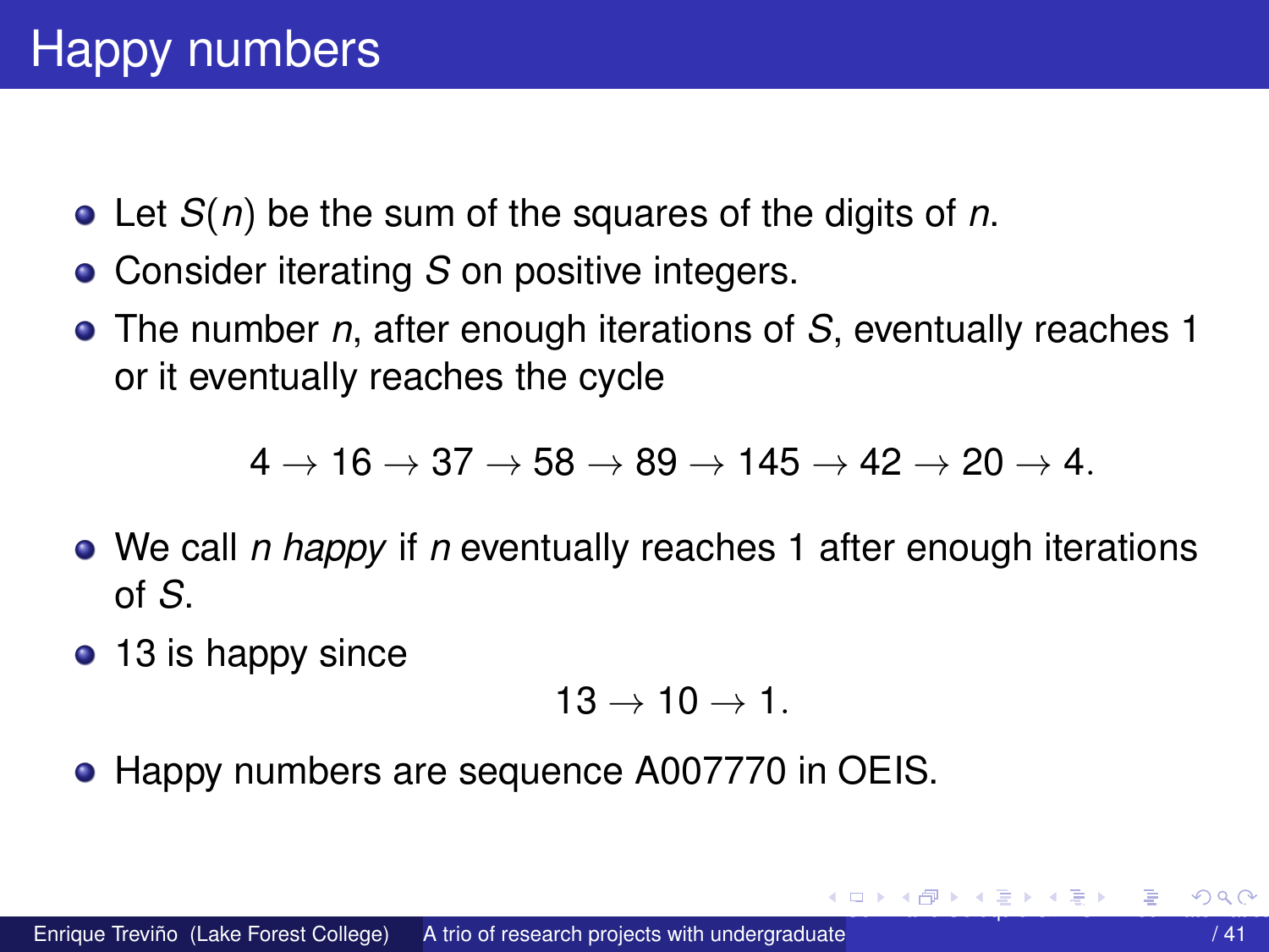# Happy numbers

- Let $S(n)$ be the sum of the squares of the digits of $n$.
- Consider iterating $S$ on positive integers.
- The number $n$, after enough iterations of $S$, eventually reaches 1 or it eventually reaches the cycle

$$4 \to 16 \to 37 \to 58 \to 89 \to 145 \to 42 \to 20 \to 4.$$

- We call $n$ *happy* if $n$ eventually reaches 1 after enough iterations of $S$.
- 13 is happy since

$$13 \to 10 \to 1.$$

- Happy numbers are sequence A007770 in OEIS.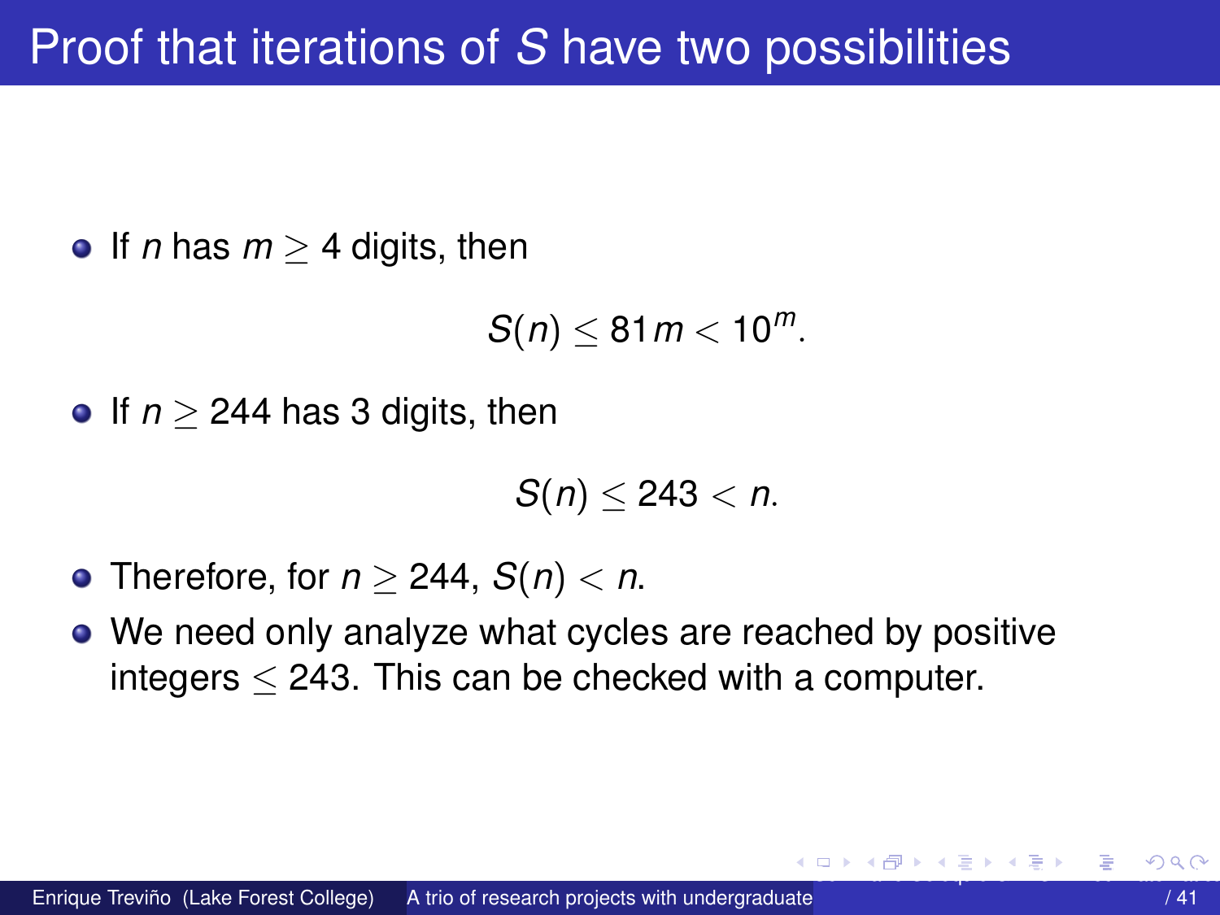# Proof that iterations of $S$ have two possibilities

- If $n$ has $m \geq 4$ digits, then

$$S(n) \leq 81m < 10^m.$$

- If $n \geq 244$ has 3 digits, then

$$S(n) \leq 243 < n.$$

- Therefore, for $n \geq 244$, $S(n) < n$.
- We need only analyze what cycles are reached by positive integers $\leq 243$. This can be checked with a computer.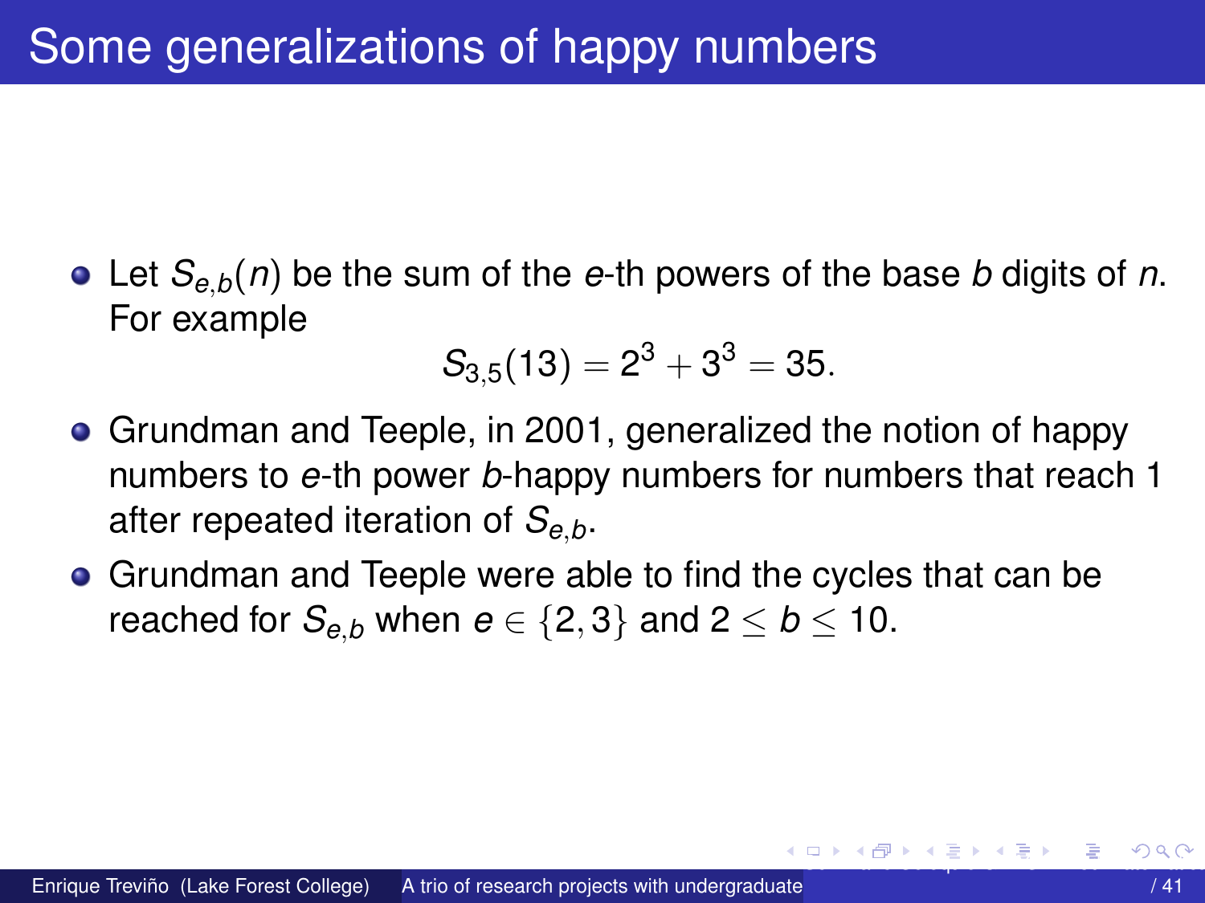# Some generalizations of happy numbers

- Let $S_{e,b}(n)$ be the sum of the $e$-th powers of the base $b$ digits of $n$. For example
$$S_{3,5}(13) = 2^3 + 3^3 = 35.$$
- Grundman and Teeple, in 2001, generalized the notion of happy numbers to $e$-th power $b$-happy numbers for numbers that reach 1 after repeated iteration of $S_{e,b}$.
- Grundman and Teeple were able to find the cycles that can be reached for $S_{e,b}$ when $e \in \{2, 3\}$ and $2 \leq b \leq 10$.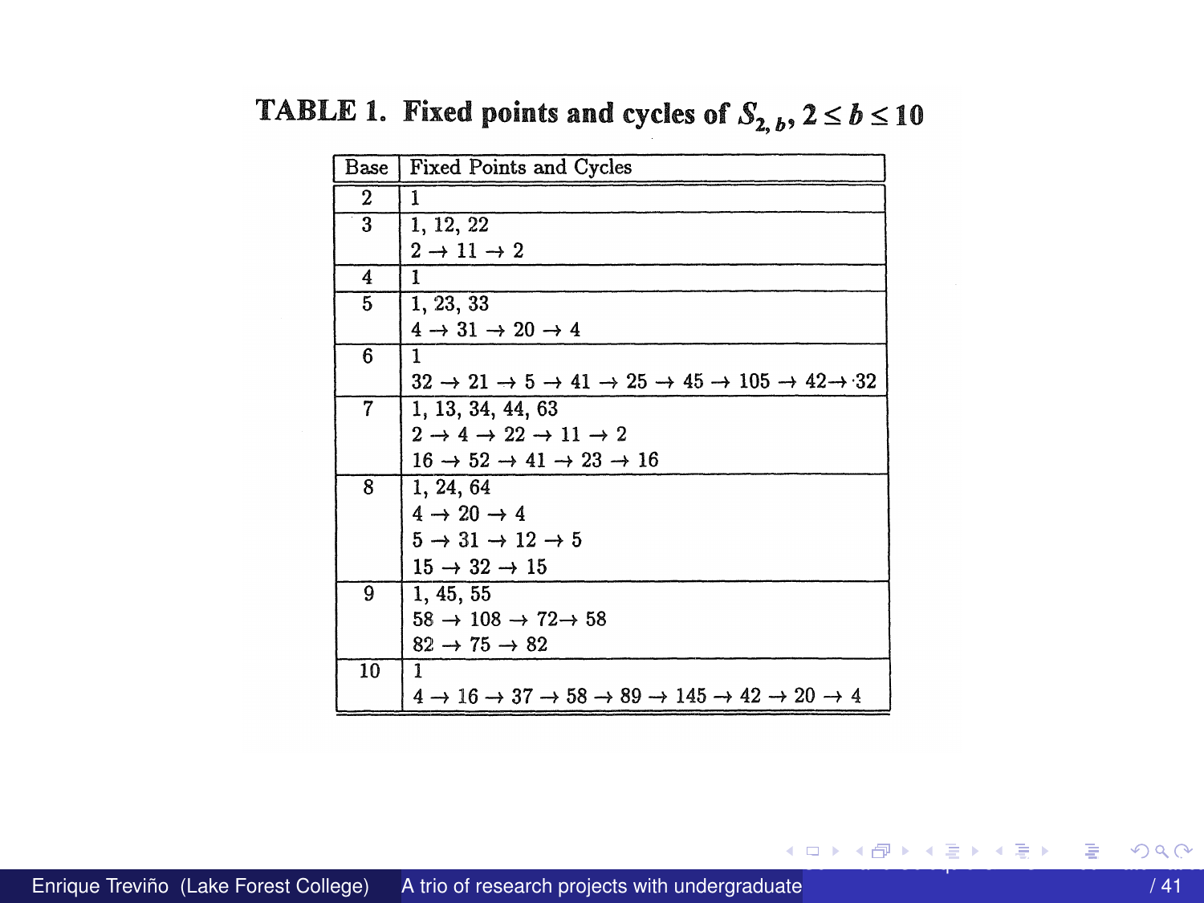**TABLE 1. Fixed points and cycles of $S_{2,b}$, $2 \le b \le 10$**

| Base | Fixed Points and Cycles |
|---|---|
| 2 | 1 |
| 3 | 1, 12, 22 <br> $2 \to 11 \to 2$ |
| 4 | 1 |
| 5 | 1, 23, 33 <br> $4 \to 31 \to 20 \to 4$ |
| 6 | 1 <br> $32 \to 21 \to 5 \to 41 \to 25 \to 45 \to 105 \to 42 \to 32$ |
| 7 | 1, 13, 34, 44, 63 <br> $2 \to 4 \to 22 \to 11 \to 2$ <br> $16 \to 52 \to 41 \to 23 \to 16$ |
| 8 | 1, 24, 64 <br> $4 \to 20 \to 4$ <br> $5 \to 31 \to 12 \to 5$ <br> $15 \to 32 \to 15$ |
| 9 | 1, 45, 55 <br> $58 \to 108 \to 72 \to 58$ <br> $82 \to 75 \to 82$ |
| 10 | 1 <br> $4 \to 16 \to 37 \to 58 \to 89 \to 145 \to 42 \to 20 \to 4$ |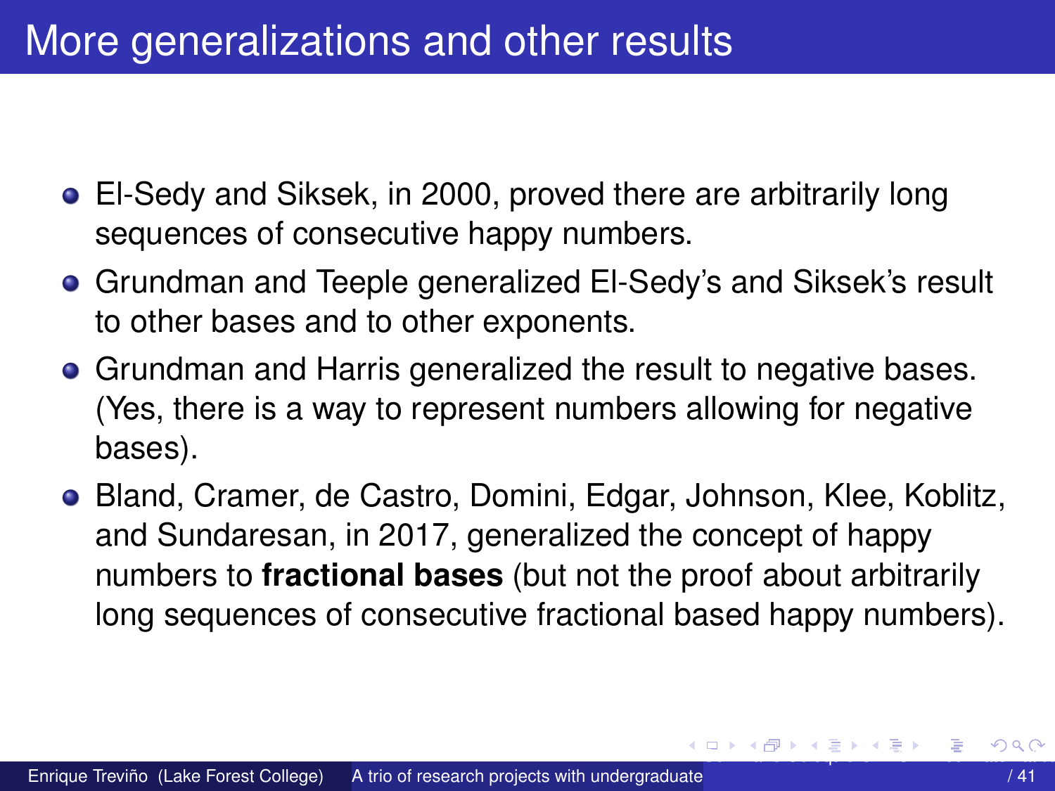# More generalizations and other results

- El-Sedy and Siksek, in 2000, proved there are arbitrarily long sequences of consecutive happy numbers.
- Grundman and Teeple generalized El-Sedy's and Siksek's result to other bases and to other exponents.
- Grundman and Harris generalized the result to negative bases. (Yes, there is a way to represent numbers allowing for negative bases).
- Bland, Cramer, de Castro, Domini, Edgar, Johnson, Klee, Koblitz, and Sundaresan, in 2017, generalized the concept of happy numbers to **fractional bases** (but not the proof about arbitrarily long sequences of consecutive fractional based happy numbers).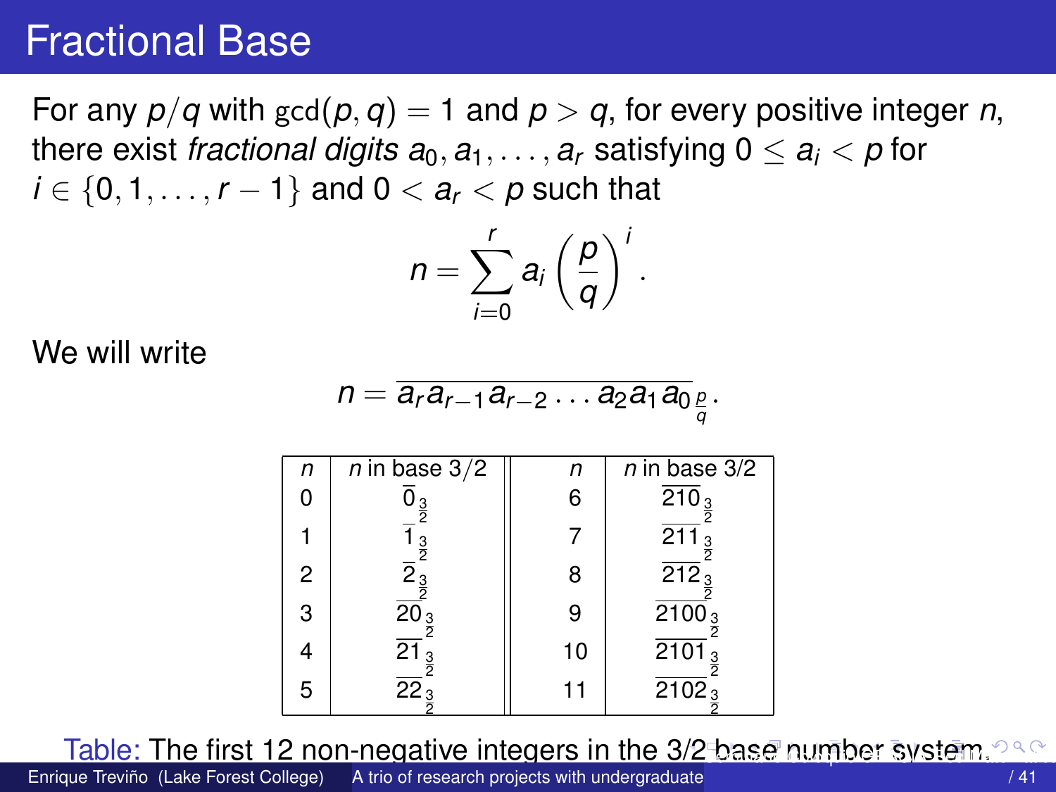# Fractional Base

For any $p/q$ with $\gcd(p, q) = 1$ and $p > q$, for every positive integer $n$, there exist *fractional digits* $a_0, a_1, \ldots, a_r$ satisfying $0 \le a_i < p$ for $i \in \{0, 1, \ldots, r-1\}$ and $0 < a_r < p$ such that

$$n = \sum_{i=0}^{r} a_i \left(\frac{p}{q}\right)^i.$$

We will write

$$n = \overline{a_r a_{r-1} a_{r-2} \ldots a_2 a_1 a_0}_{\frac{p}{q}}.$$

| $n$ | $n$ in base $3/2$ | $n$ | $n$ in base $3/2$ |
|---|---|---|---|
| 0 | $\overline{0}_{\frac{3}{2}}$ | 6 | $\overline{210}_{\frac{3}{2}}$ |
| 1 | $\overline{1}_{\frac{3}{2}}$ | 7 | $\overline{211}_{\frac{3}{2}}$ |
| 2 | $\overline{2}_{\frac{3}{2}}$ | 8 | $\overline{212}_{\frac{3}{2}}$ |
| 3 | $\overline{20}_{\frac{3}{2}}$ | 9 | $\overline{2100}_{\frac{3}{2}}$ |
| 4 | $\overline{21}_{\frac{3}{2}}$ | 10 | $\overline{2101}_{\frac{3}{2}}$ |
| 5 | $\overline{22}_{\frac{3}{2}}$ | 11 | $\overline{2102}_{\frac{3}{2}}$ |

Table: The first 12 non-negative integers in the 3/2 base number system.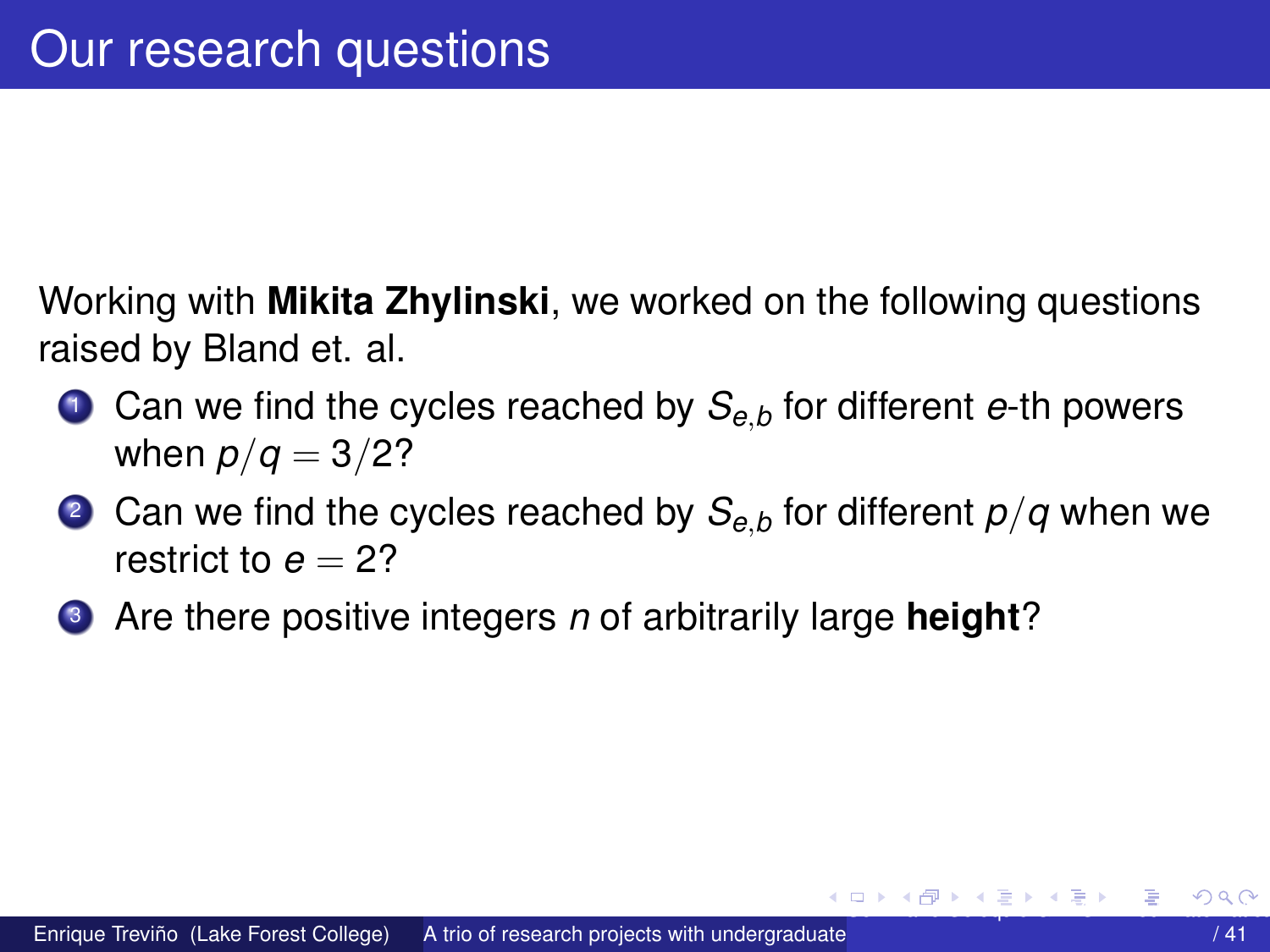# Our research questions

Working with **Mikita Zhylinski**, we worked on the following questions raised by Bland et. al.

1. Can we find the cycles reached by $S_{e,b}$ for different $e$-th powers when $p/q = 3/2$?
2. Can we find the cycles reached by $S_{e,b}$ for different $p/q$ when we restrict to $e = 2$?
3. Are there positive integers $n$ of arbitrarily large **height**?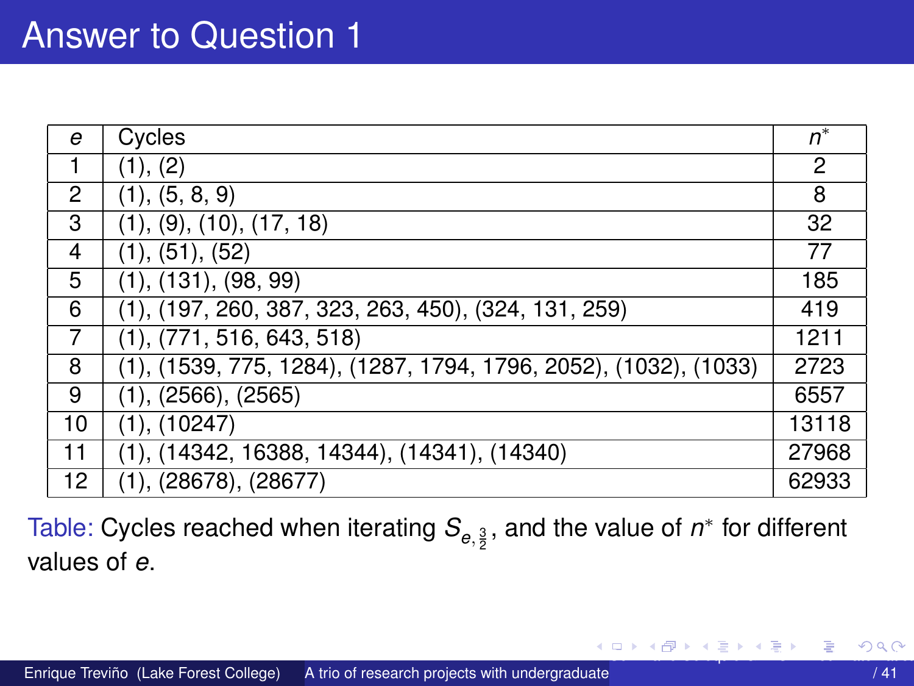# Answer to Question 1

| $e$ | Cycles | $n^*$ |
|---|---|---|
| 1 | (1), (2) | 2 |
| 2 | (1), (5, 8, 9) | 8 |
| 3 | (1), (9), (10), (17, 18) | 32 |
| 4 | (1), (51), (52) | 77 |
| 5 | (1), (131), (98, 99) | 185 |
| 6 | (1), (197, 260, 387, 323, 263, 450), (324, 131, 259) | 419 |
| 7 | (1), (771, 516, 643, 518) | 1211 |
| 8 | (1), (1539, 775, 1284), (1287, 1794, 1796, 2052), (1032), (1033) | 2723 |
| 9 | (1), (2566), (2565) | 6557 |
| 10 | (1), (10247) | 13118 |
| 11 | (1), (14342, 16388, 14344), (14341), (14340) | 27968 |
| 12 | (1), (28678), (28677) | 62933 |

Table: Cycles reached when iterating $S_{e,\frac{3}{2}}$, and the value of $n^*$ for different values of $e$.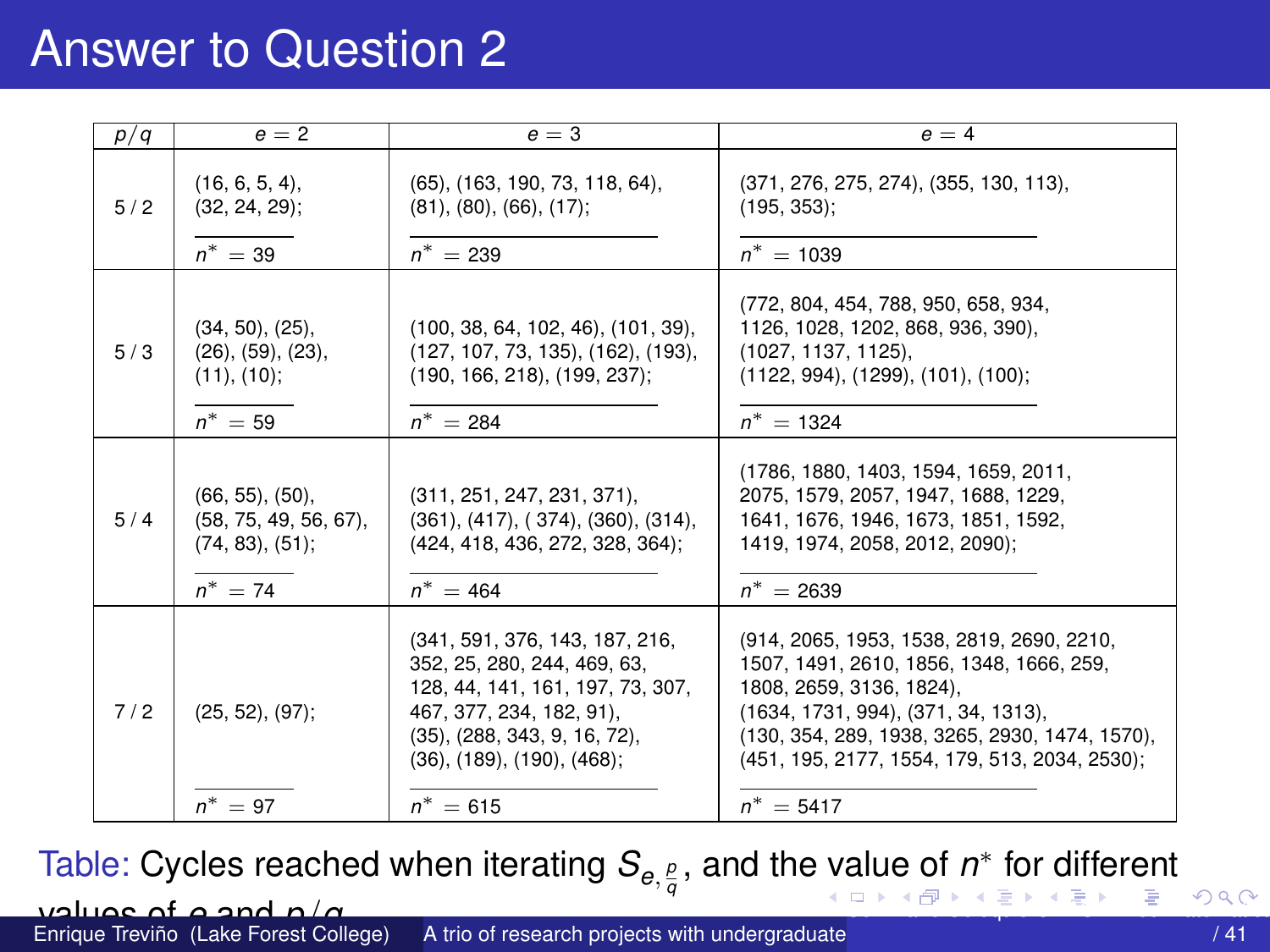# Answer to Question 2

| $p/q$ | $e = 2$ | $e = 3$ | $e = 4$ |
|---|---|---|---|
| 5 / 2 | (16, 6, 5, 4), (32, 24, 29); <br> $n^* = 39$ | (65), (163, 190, 73, 118, 64), (81), (80), (66), (17); <br> $n^* = 239$ | (371, 276, 275, 274), (355, 130, 113), (195, 353); <br> $n^* = 1039$ |
| 5 / 3 | (34, 50), (25), (26), (59), (23), (11), (10); <br> $n^* = 59$ | (100, 38, 64, 102, 46), (101, 39), (127, 107, 73, 135), (162), (193), (190, 166, 218), (199, 237); <br> $n^* = 284$ | (772, 804, 454, 788, 950, 658, 934, 1126, 1028, 1202, 868, 936, 390), (1027, 1137, 1125), (1122, 994), (1299), (101), (100); <br> $n^* = 1324$ |
| 5 / 4 | (66, 55), (50), (58, 75, 49, 56, 67), (74, 83), (51); <br> $n^* = 74$ | (311, 251, 247, 231, 371), (361), (417), ( 374), (360), (314), (424, 418, 436, 272, 328, 364); <br> $n^* = 464$ | (1786, 1880, 1403, 1594, 1659, 2011, 2075, 1579, 2057, 1947, 1688, 1229, 1641, 1676, 1946, 1673, 1851, 1592, 1419, 1974, 2058, 2012, 2090); <br> $n^* = 2639$ |
| 7 / 2 | (25, 52), (97); <br> $n^* = 97$ | (341, 591, 376, 143, 187, 216, 352, 25, 280, 244, 469, 63, 128, 44, 141, 161, 197, 73, 307, 467, 377, 234, 182, 91), (35), (288, 343, 9, 16, 72), (36), (189), (190), (468); <br> $n^* = 615$ | (914, 2065, 1953, 1538, 2819, 2690, 2210, 1507, 1491, 2610, 1856, 1348, 1666, 259, 1808, 2659, 3136, 1824), (1634, 1731, 994), (371, 34, 1313), (130, 354, 289, 1938, 3265, 2930, 1474, 1570), (451, 195, 2177, 1554, 179, 513, 2034, 2530); <br> $n^* = 5417$ |

Table: Cycles reached when iterating $S_{e,\frac{p}{q}}$, and the value of $n^*$ for different values of $e$ and $p/q$.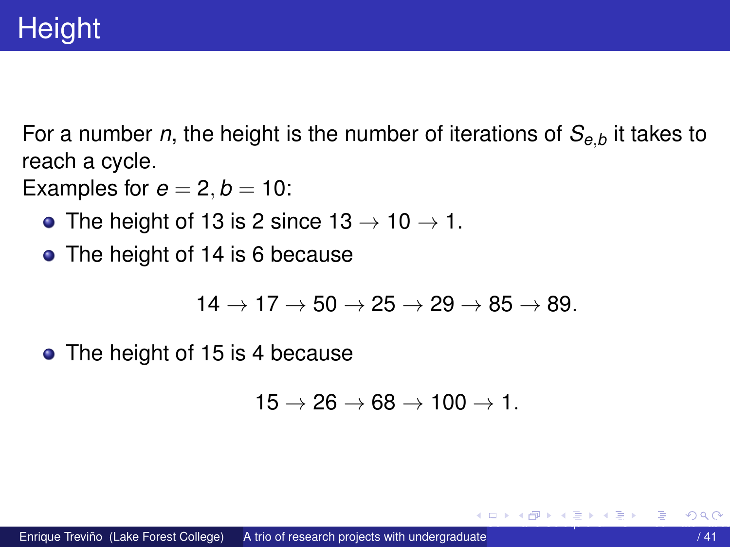# Height

For a number $n$, the height is the number of iterations of $S_{e,b}$ it takes to reach a cycle.

Examples for $e = 2, b = 10$:

- The height of 13 is 2 since $13 \to 10 \to 1$.
- The height of 14 is 6 because

$$14 \to 17 \to 50 \to 25 \to 29 \to 85 \to 89.$$

- The height of 15 is 4 because

$$15 \to 26 \to 68 \to 100 \to 1.$$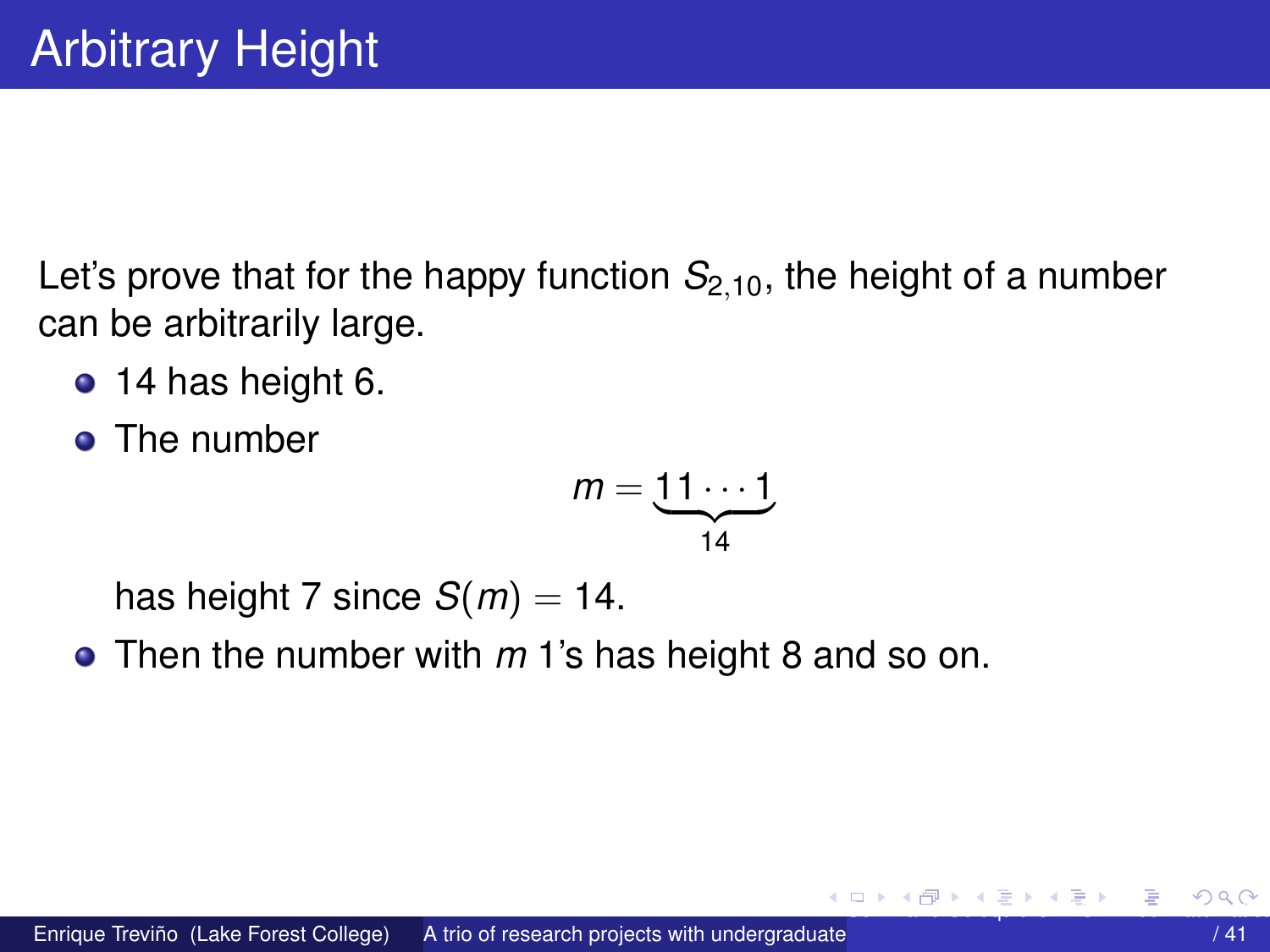# Arbitrary Height

Let's prove that for the happy function $S_{2,10}$, the height of a number can be arbitrarily large.

- 14 has height 6.
- The number

$$m = \underbrace{11\cdots1}_{14}$$

  has height 7 since $S(m) = 14$.
- Then the number with $m$ 1's has height 8 and so on.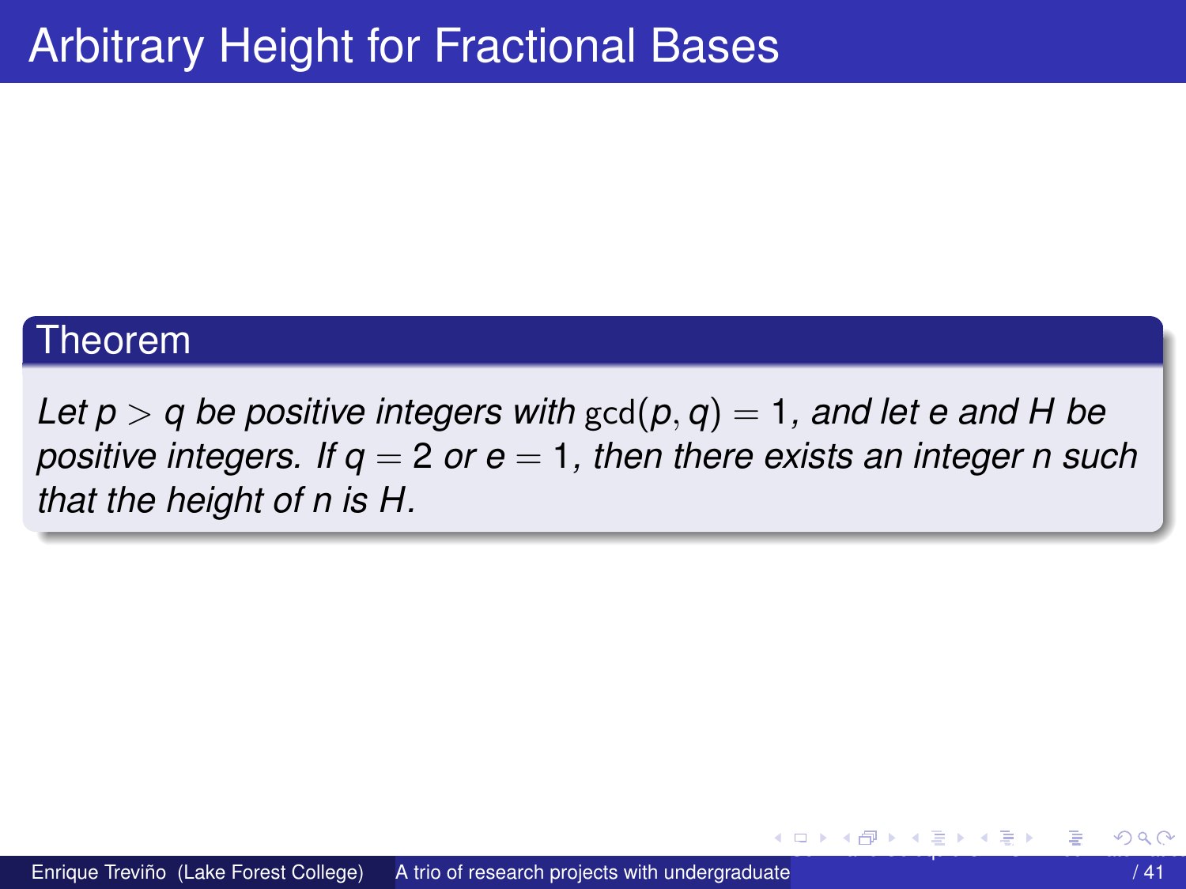# Arbitrary Height for Fractional Bases

**Theorem**

*Let $p > q$ be positive integers with $\gcd(p, q) = 1$, and let $e$ and $H$ be positive integers. If $q = 2$ or $e = 1$, then there exists an integer $n$ such that the height of $n$ is $H$.*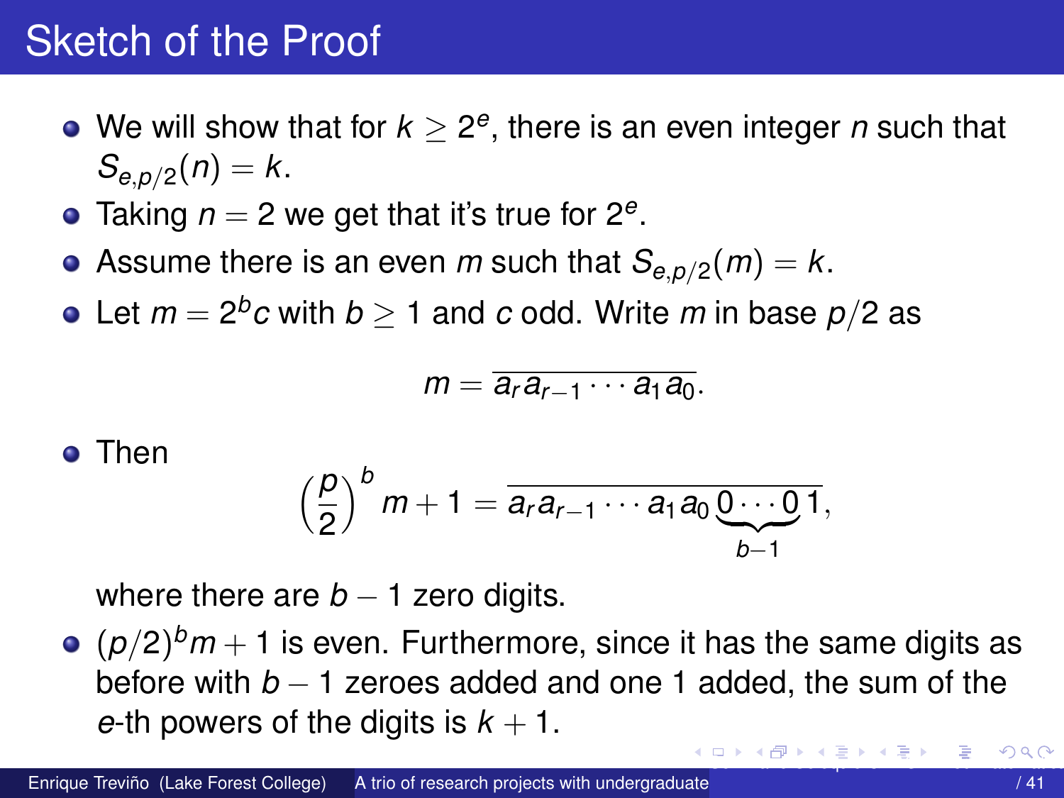# Sketch of the Proof

- We will show that for $k \geq 2^e$, there is an even integer $n$ such that $S_{e,p/2}(n) = k$.
- Taking $n = 2$ we get that it's true for $2^e$.
- Assume there is an even $m$ such that $S_{e,p/2}(m) = k$.
- Let $m = 2^b c$ with $b \geq 1$ and $c$ odd. Write $m$ in base $p/2$ as

$$m = \overline{a_r a_{r-1} \cdots a_1 a_0}.$$

- Then

$$\left(\frac{p}{2}\right)^b m + 1 = \overline{a_r a_{r-1} \cdots a_1 a_0 \underbrace{0 \cdots 0}_{b-1} 1},$$

where there are $b - 1$ zero digits.
- $(p/2)^b m + 1$ is even. Furthermore, since it has the same digits as before with $b - 1$ zeroes added and one 1 added, the sum of the $e$-th powers of the digits is $k + 1$.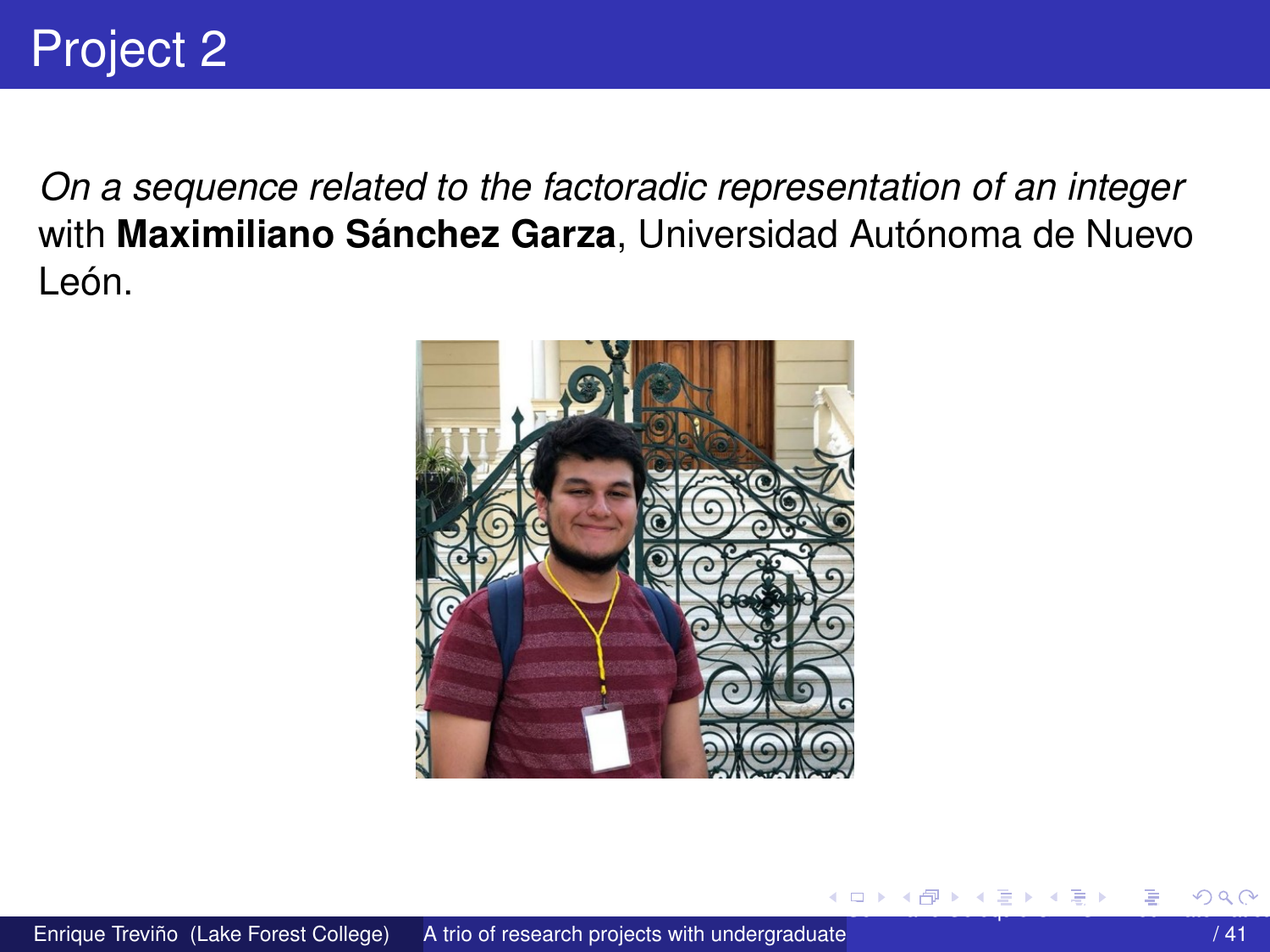# Project 2

*On a sequence related to the factoradic representation of an integer* with **Maximiliano Sánchez Garza**, Universidad Autónoma de Nuevo León.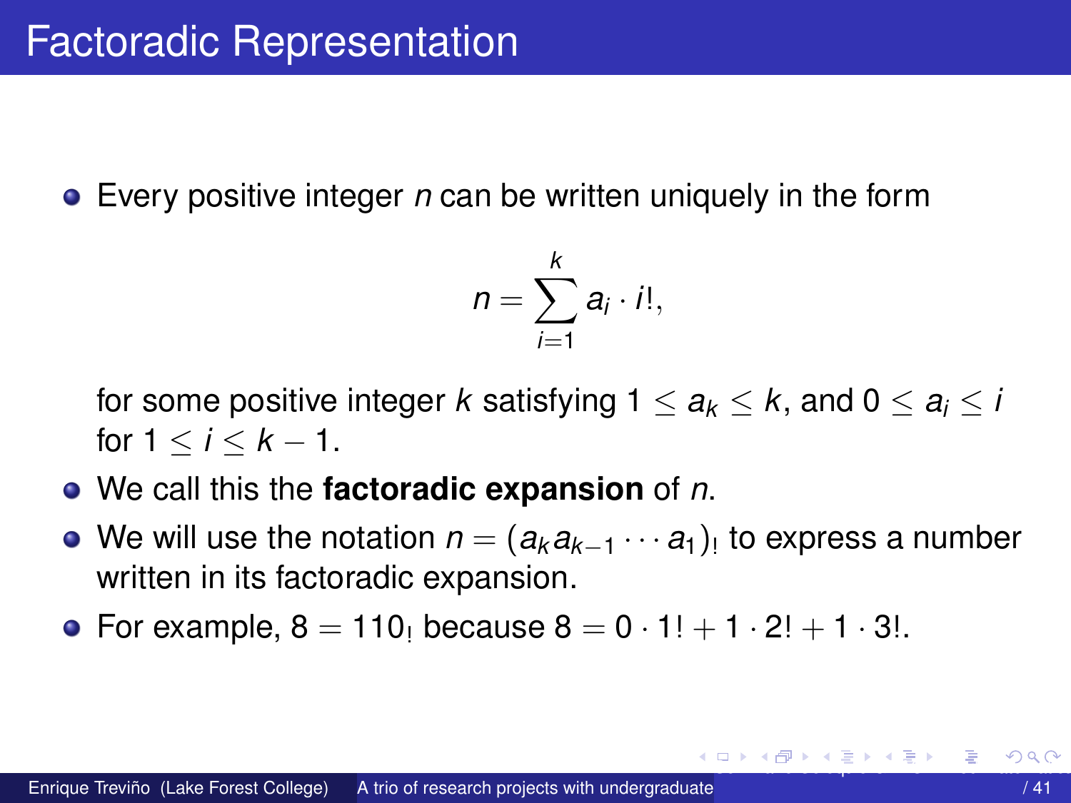# Factoradic Representation

- Every positive integer $n$ can be written uniquely in the form

$$n = \sum_{i=1}^{k} a_i \cdot i!,$$

for some positive integer $k$ satisfying $1 \leq a_k \leq k$, and $0 \leq a_i \leq i$ for $1 \leq i \leq k-1$.

- We call this the **factoradic expansion** of $n$.
- We will use the notation $n = (a_k a_{k-1} \cdots a_1)_!$ to express a number written in its factoradic expansion.
- For example, $8 = 110_!$ because $8 = 0 \cdot 1! + 1 \cdot 2! + 1 \cdot 3!$.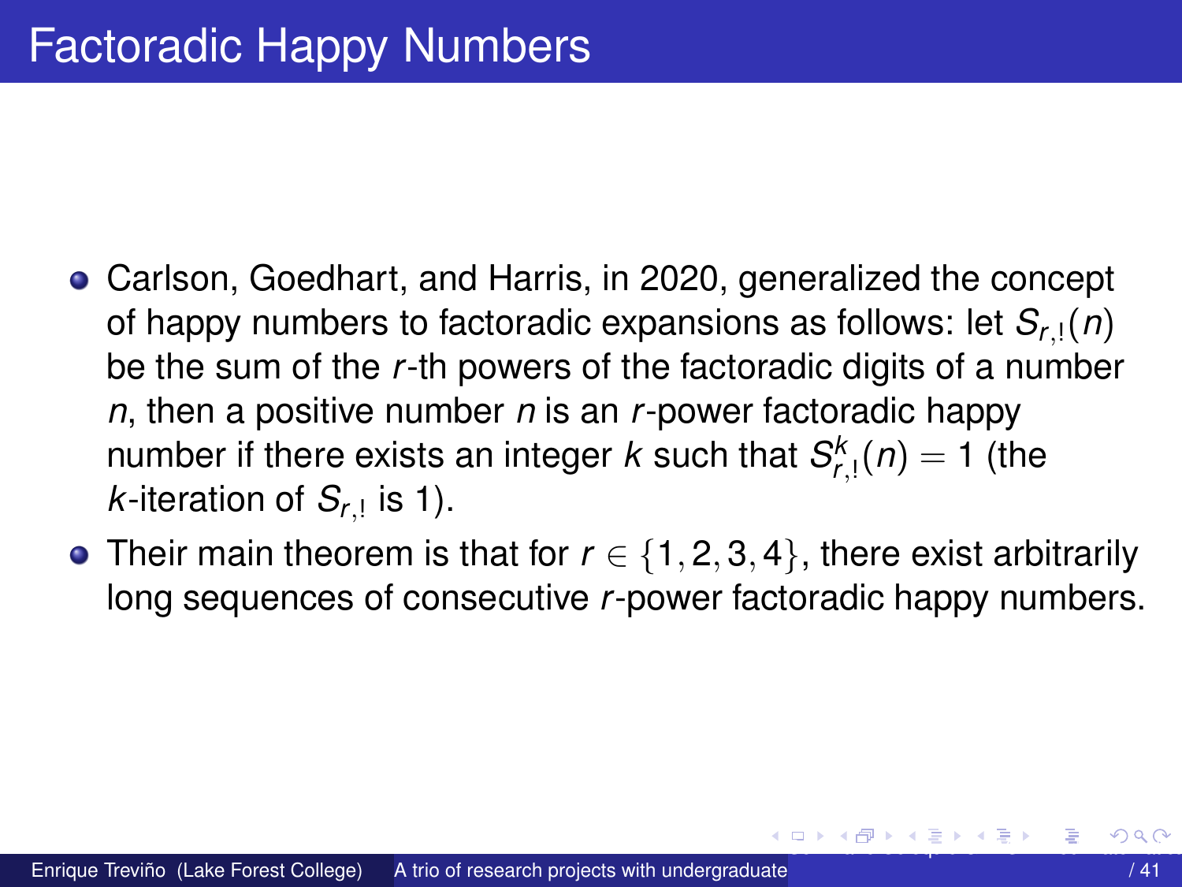# Factoradic Happy Numbers

- Carlson, Goedhart, and Harris, in 2020, generalized the concept of happy numbers to factoradic expansions as follows: let $S_{r,!}(n)$ be the sum of the $r$-th powers of the factoradic digits of a number $n$, then a positive number $n$ is an $r$-power factoradic happy number if there exists an integer $k$ such that $S_{r,!}^{k}(n) = 1$ (the $k$-iteration of $S_{r,!}$ is 1).
- Their main theorem is that for $r \in \{1, 2, 3, 4\}$, there exist arbitrarily long sequences of consecutive $r$-power factoradic happy numbers.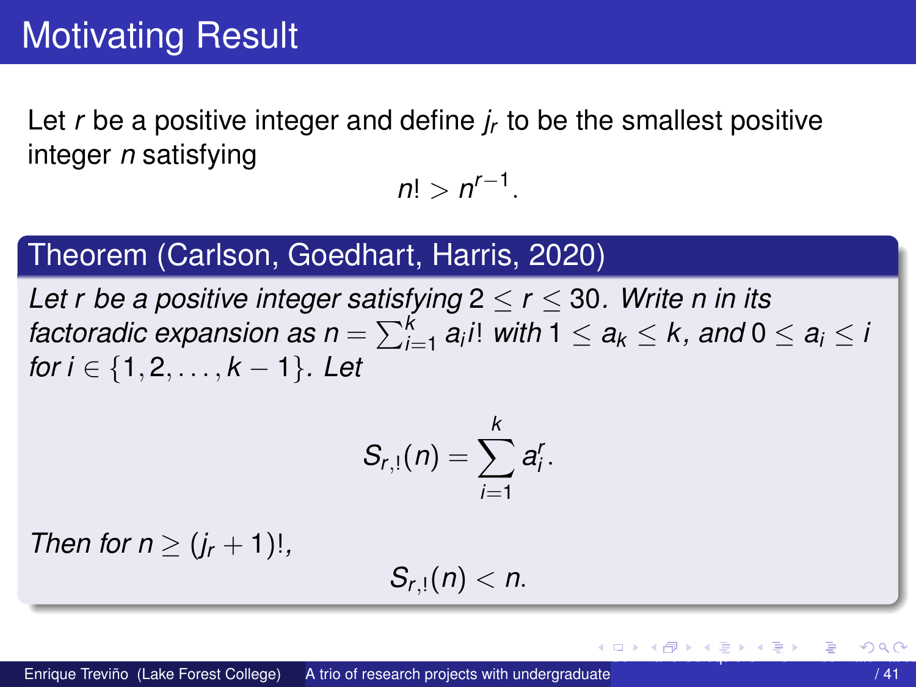# Motivating Result

Let $r$ be a positive integer and define $j_r$ to be the smallest positive integer $n$ satisfying

$$n! > n^{r-1}.$$

## Theorem (Carlson, Goedhart, Harris, 2020)

*Let $r$ be a positive integer satisfying $2 \leq r \leq 30$. Write $n$ in its factoradic expansion as $n = \sum_{i=1}^{k} a_i i!$ with $1 \leq a_k \leq k$, and $0 \leq a_i \leq i$ for $i \in \{1, 2, \ldots, k-1\}$. Let*

$$S_{r,!}(n) = \sum_{i=1}^{k} a_i^r.$$

*Then for $n \geq (j_r + 1)!$,*

$$S_{r,!}(n) < n.$$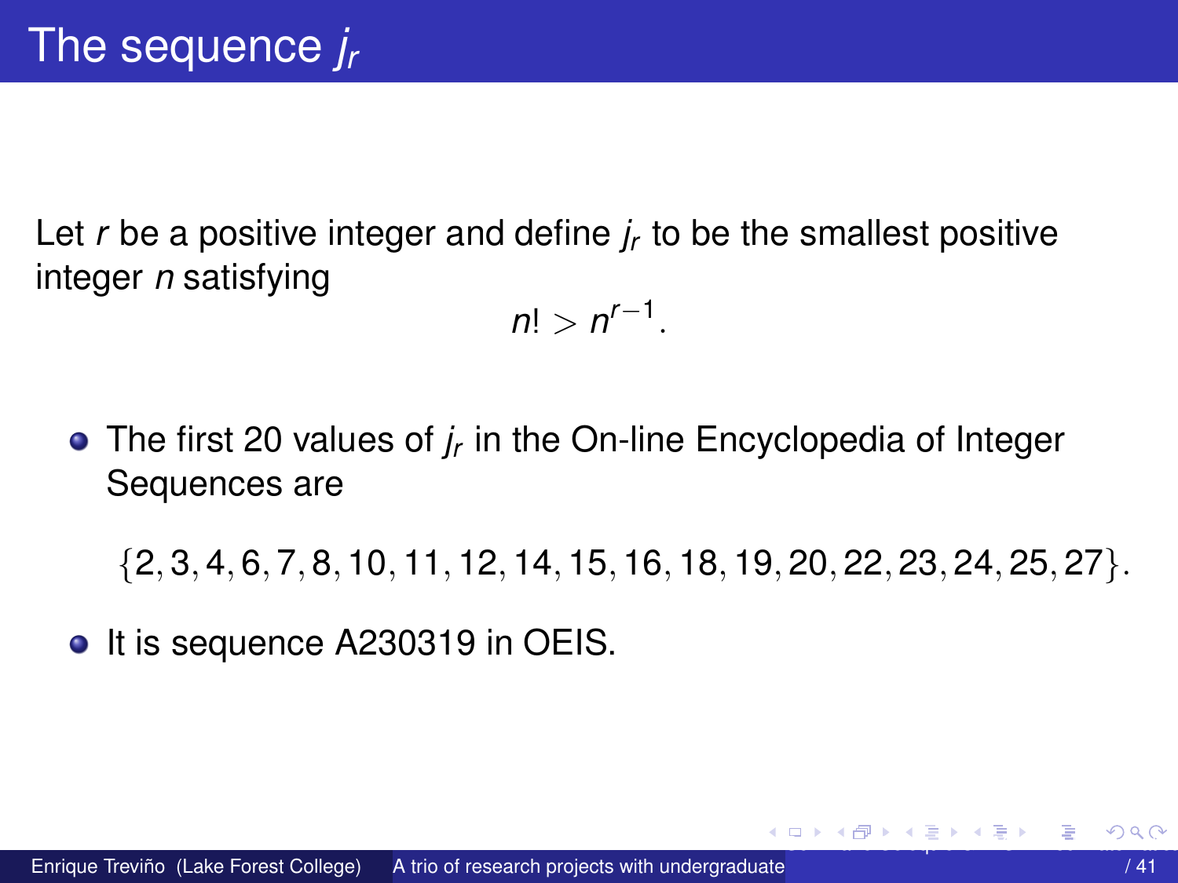# The sequence $j_r$

Let $r$ be a positive integer and define $j_r$ to be the smallest positive integer $n$ satisfying

$$n! > n^{r-1}.$$

- The first 20 values of $j_r$ in the On-line Encyclopedia of Integer Sequences are

$$\{2, 3, 4, 6, 7, 8, 10, 11, 12, 14, 15, 16, 18, 19, 20, 22, 23, 24, 25, 27\}.$$

- It is sequence A230319 in OEIS.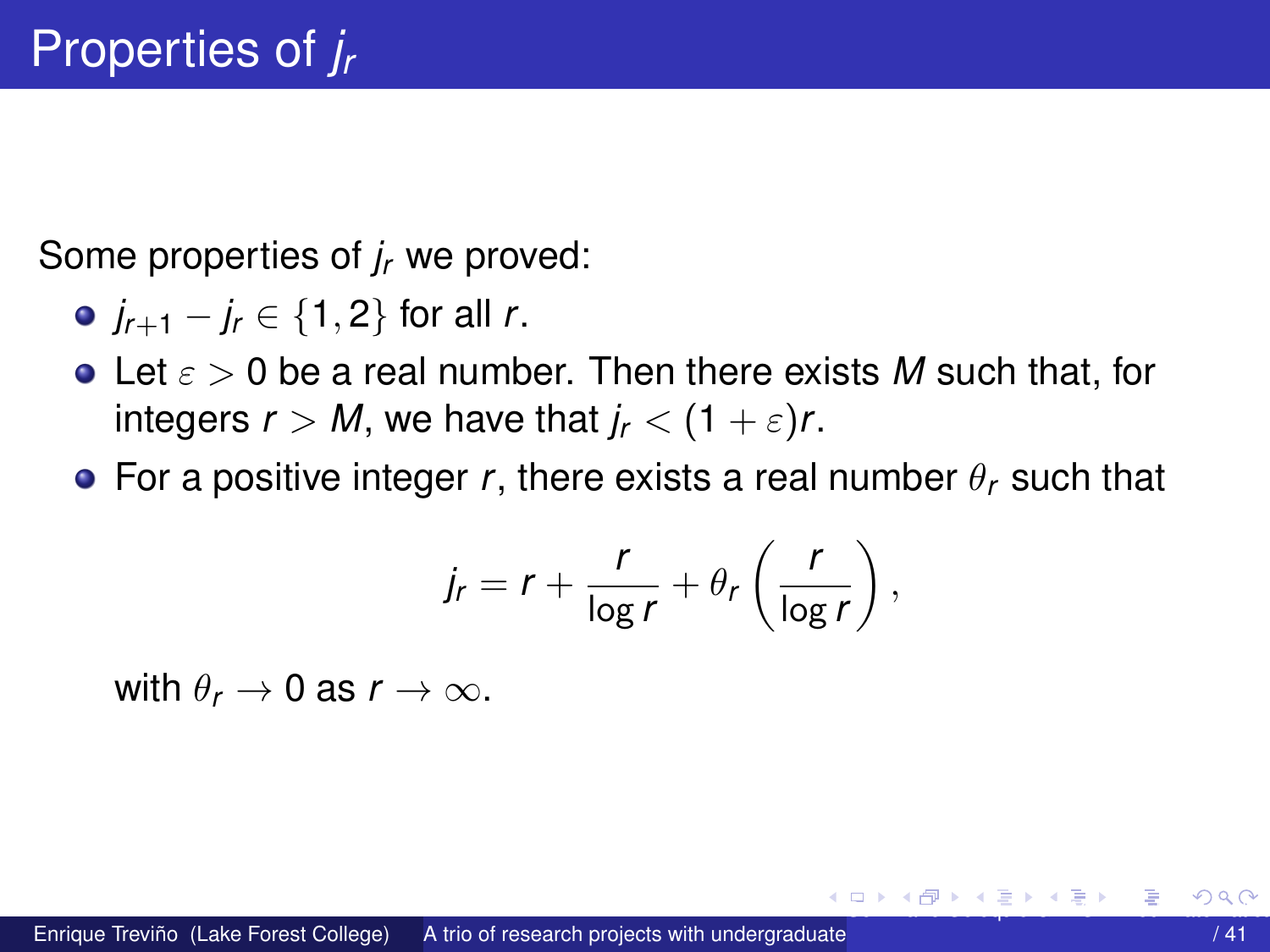# Properties of $j_r$

Some properties of $j_r$ we proved:

- $j_{r+1} - j_r \in \{1, 2\}$ for all $r$.
- Let $\varepsilon > 0$ be a real number. Then there exists $M$ such that, for integers $r > M$, we have that $j_r < (1 + \varepsilon)r$.
- For a positive integer $r$, there exists a real number $\theta_r$ such that

$$j_r = r + \frac{r}{\log r} + \theta_r \left( \frac{r}{\log r} \right),$$

  with $\theta_r \to 0$ as $r \to \infty$.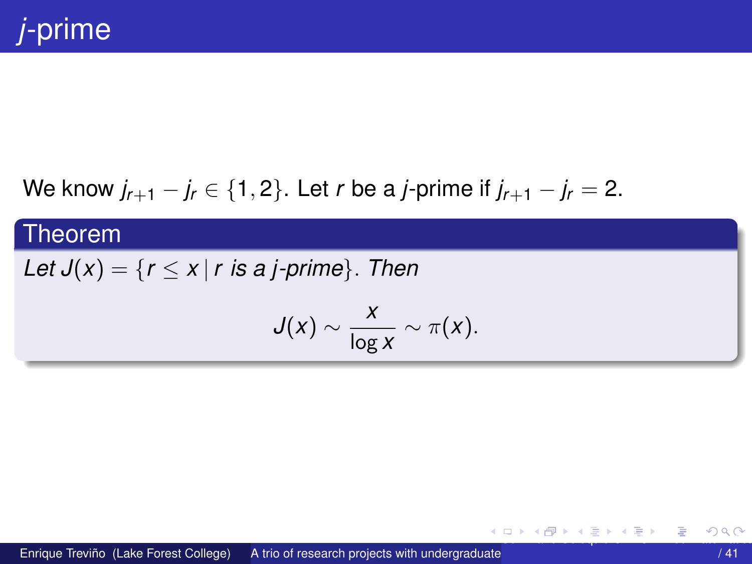# *j*-prime

We know $j_{r+1} - j_r \in \{1, 2\}$. Let $r$ be a *j*-prime if $j_{r+1} - j_r = 2$.

**Theorem**

*Let* $J(x) = \{r \leq x \mid r \text{ is a } j\text{-prime}\}$*. Then*

$$J(x) \sim \frac{x}{\log x} \sim \pi(x).$$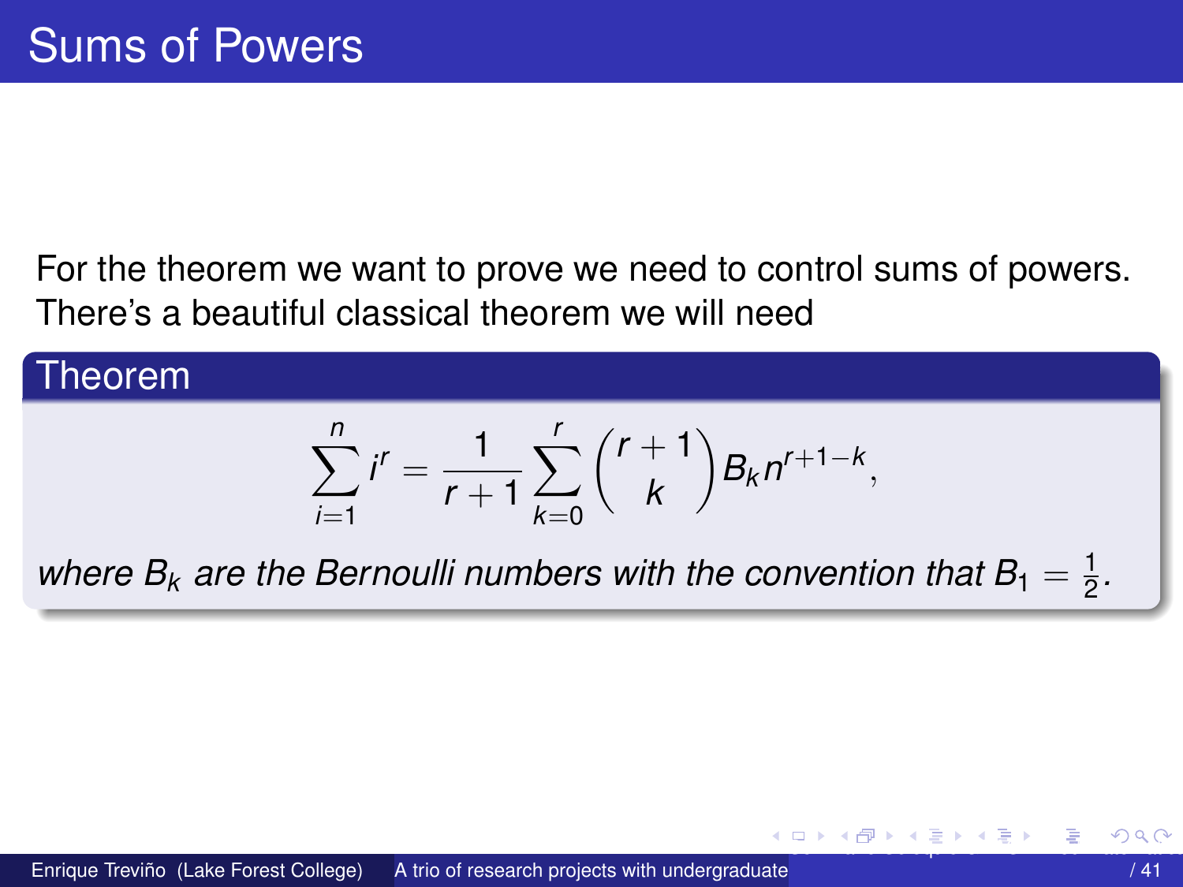# Sums of Powers

For the theorem we want to prove we need to control sums of powers. There's a beautiful classical theorem we will need

**Theorem**

$$\sum_{i=1}^{n} i^r = \frac{1}{r+1} \sum_{k=0}^{r} \binom{r+1}{k} B_k n^{r+1-k},$$

*where $B_k$ are the Bernoulli numbers with the convention that $B_1 = \frac{1}{2}$.*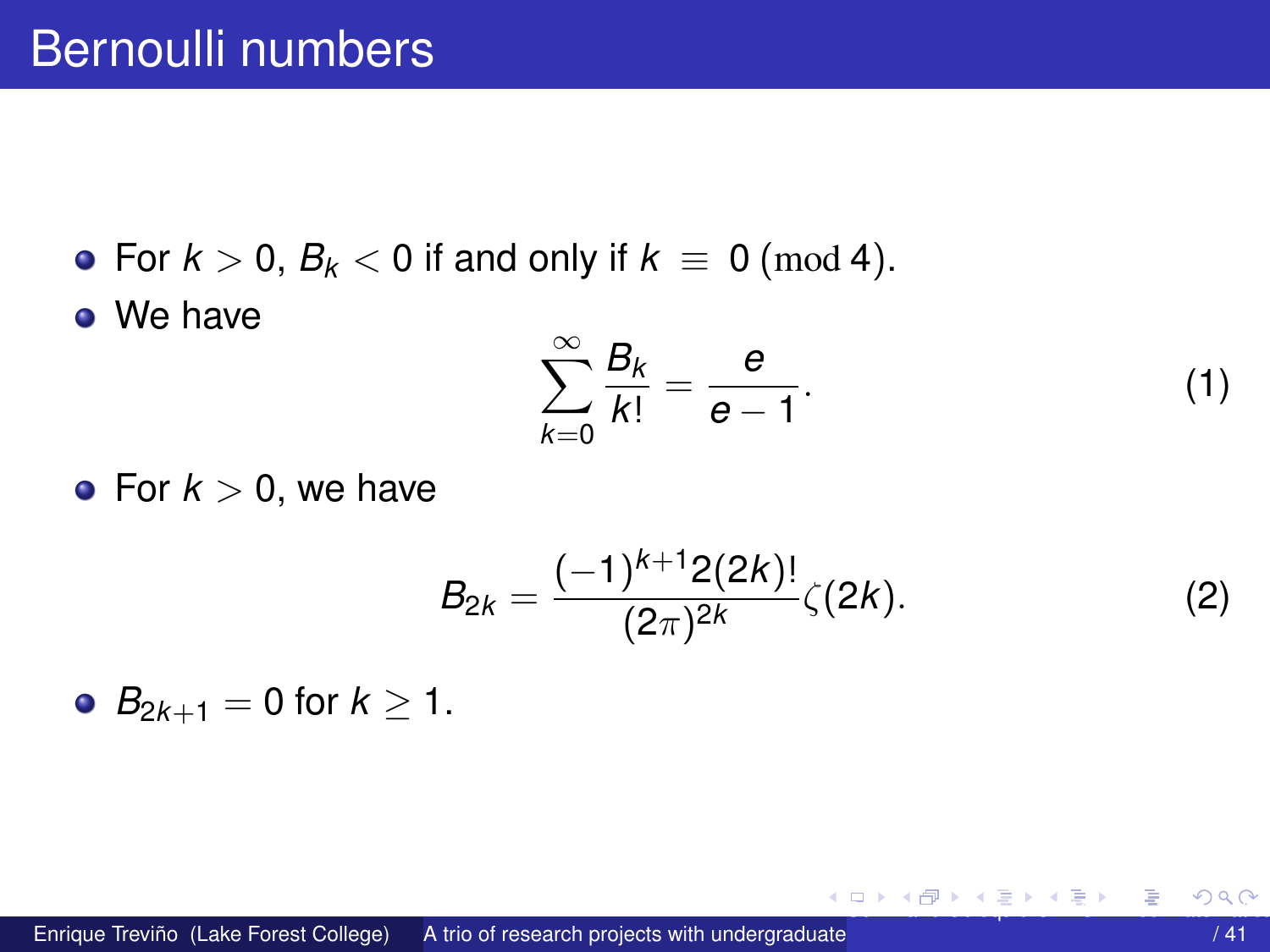# Bernoulli numbers

- For $k > 0$, $B_k < 0$ if and only if $k \equiv 0 \pmod 4$.
- We have
$$\sum_{k=0}^{\infty} \frac{B_k}{k!} = \frac{e}{e-1}. \tag{1}$$
- For $k > 0$, we have
$$B_{2k} = \frac{(-1)^{k+1} 2(2k)!}{(2\pi)^{2k}} \zeta(2k). \tag{2}$$
- $B_{2k+1} = 0$ for $k \geq 1$.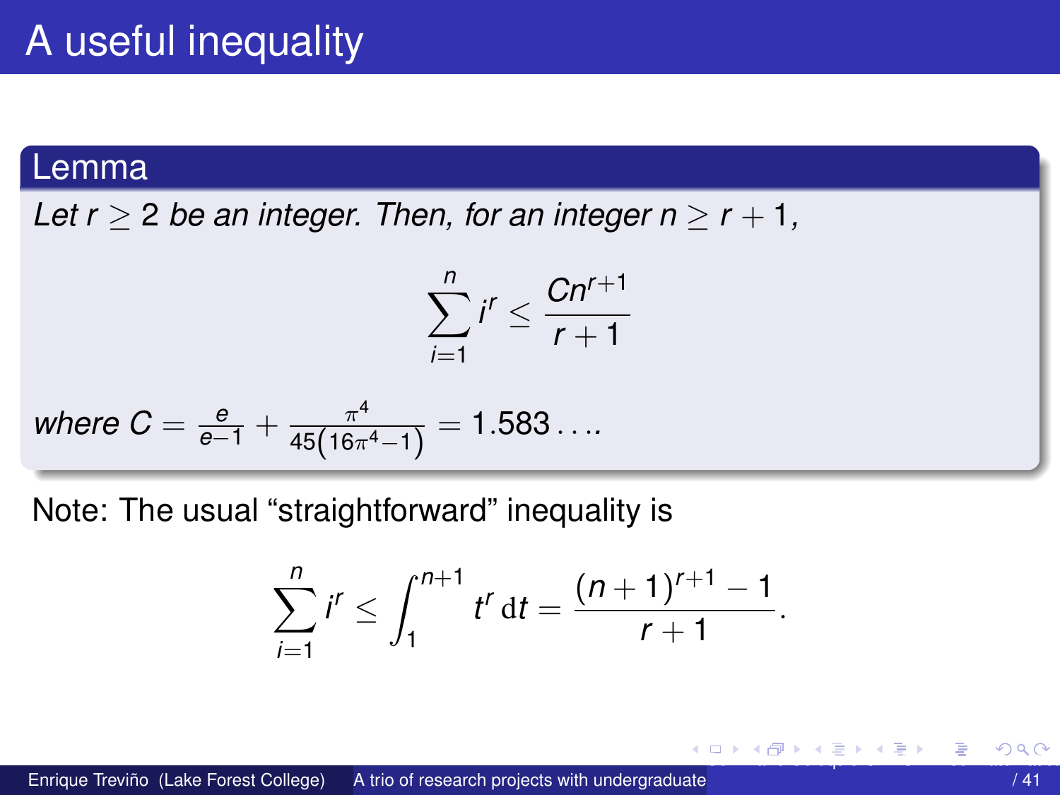# A useful inequality

**Lemma**

*Let $r \geq 2$ be an integer. Then, for an integer $n \geq r+1$,*

$$\sum_{i=1}^{n} i^r \leq \frac{Cn^{r+1}}{r+1}$$

*where* $C = \frac{e}{e-1} + \frac{\pi^4}{45\left(16\pi^4 - 1\right)} = 1.583\ldots$.

Note: The usual "straightforward" inequality is

$$\sum_{i=1}^{n} i^r \leq \int_1^{n+1} t^r \, \mathrm{d}t = \frac{(n+1)^{r+1} - 1}{r+1}.$$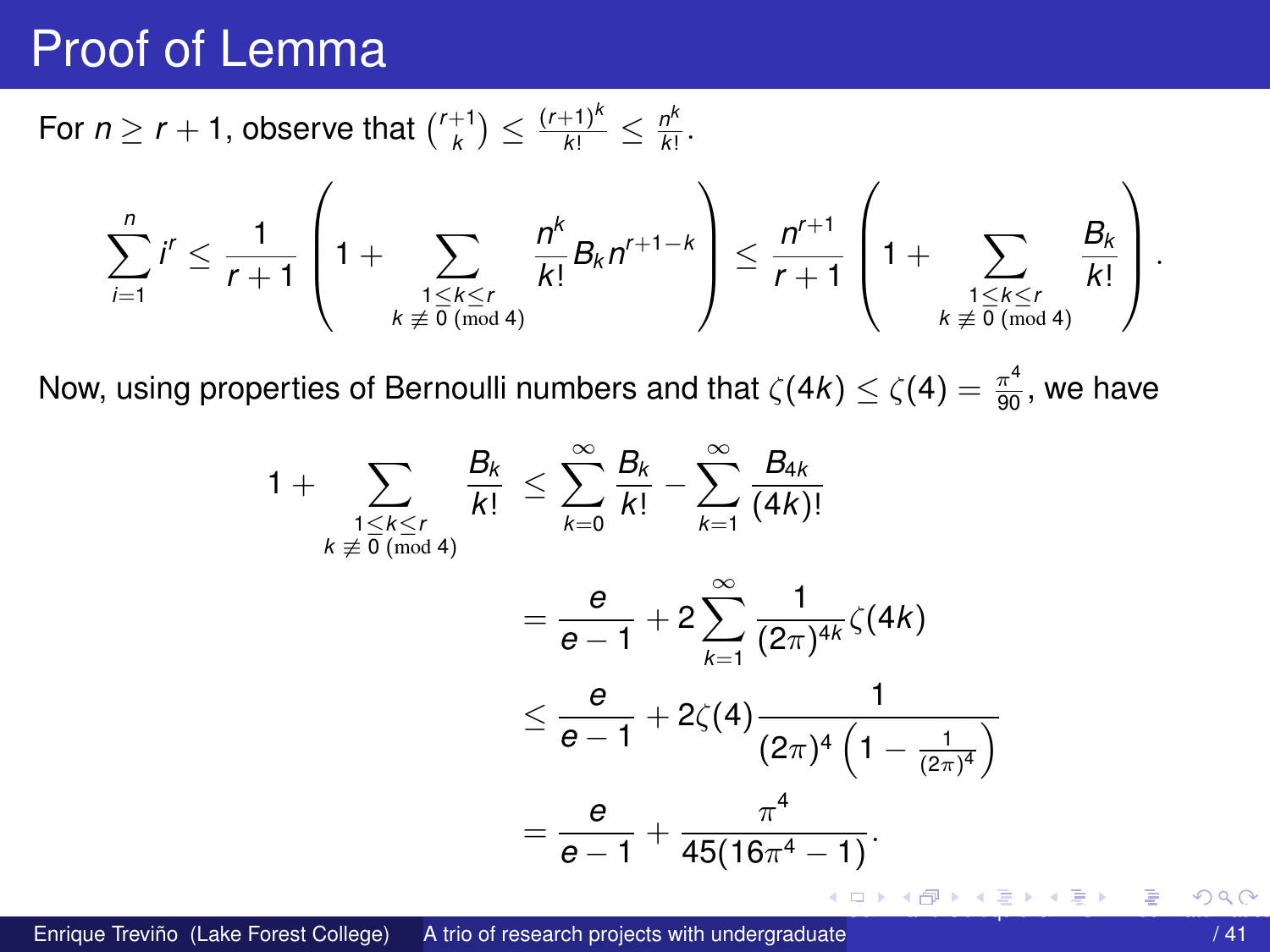# Proof of Lemma

For $n \geq r+1$, observe that $\binom{r+1}{k} \leq \frac{(r+1)^k}{k!} \leq \frac{n^k}{k!}$.

$$\sum_{i=1}^{n} i^r \leq \frac{1}{r+1}\left(1 + \sum_{\substack{1 \leq k \leq r \\ k \not\equiv 0 \pmod 4}} \frac{n^k}{k!} B_k n^{r+1-k}\right) \leq \frac{n^{r+1}}{r+1}\left(1 + \sum_{\substack{1 \leq k \leq r \\ k \not\equiv 0 \pmod 4}} \frac{B_k}{k!}\right).$$

Now, using properties of Bernoulli numbers and that $\zeta(4k) \leq \zeta(4) = \frac{\pi^4}{90}$, we have

$$\begin{aligned}
1 + \sum_{\substack{1 \leq k \leq r \\ k \not\equiv 0 \pmod 4}} \frac{B_k}{k!} &\leq \sum_{k=0}^{\infty} \frac{B_k}{k!} - \sum_{k=1}^{\infty} \frac{B_{4k}}{(4k)!} \\
&= \frac{e}{e-1} + 2\sum_{k=1}^{\infty} \frac{1}{(2\pi)^{4k}} \zeta(4k) \\
&\leq \frac{e}{e-1} + 2\zeta(4) \frac{1}{(2\pi)^4 \left(1 - \frac{1}{(2\pi)^4}\right)} \\
&= \frac{e}{e-1} + \frac{\pi^4}{45(16\pi^4 - 1)}.
\end{aligned}$$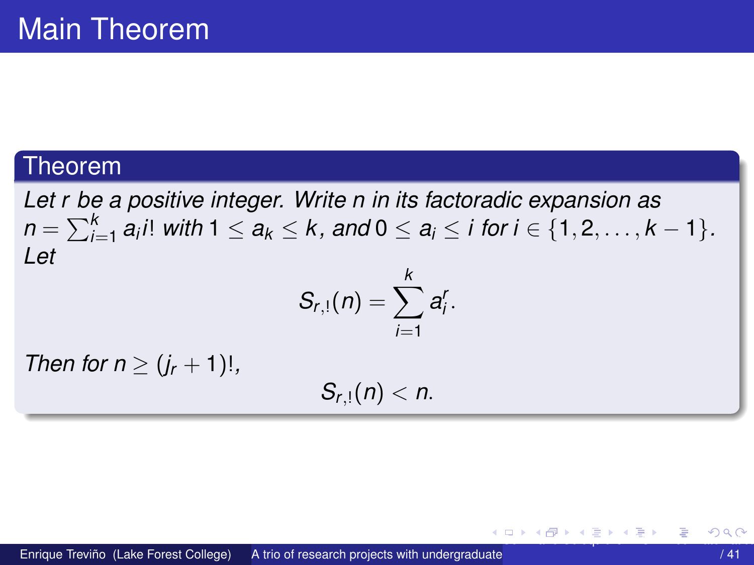# Main Theorem

**Theorem**

*Let $r$ be a positive integer. Write $n$ in its factoradic expansion as $n = \sum_{i=1}^{k} a_i i!$ with $1 \leq a_k \leq k$, and $0 \leq a_i \leq i$ for $i \in \{1, 2, \ldots, k-1\}$. Let*

$$S_{r,!}(n) = \sum_{i=1}^{k} a_i^r.$$

*Then for $n \geq (j_r + 1)!$,*

$$S_{r,!}(n) < n.$$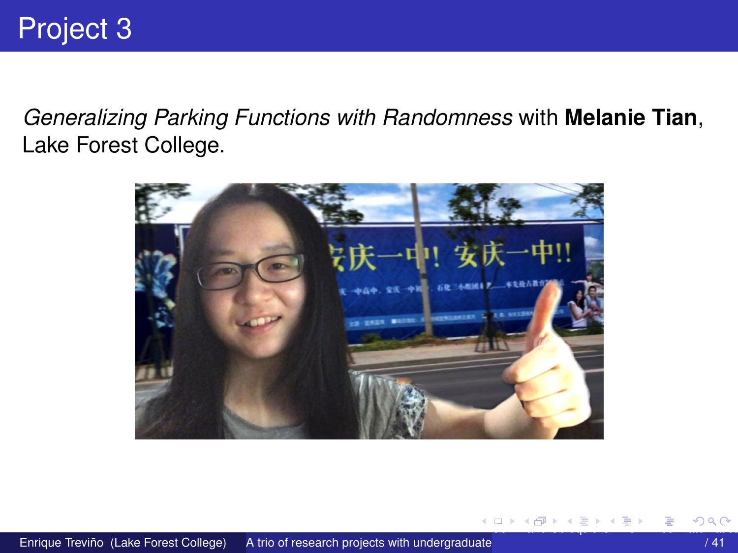# Project 3

*Generalizing Parking Functions with Randomness* with **Melanie Tian**, Lake Forest College.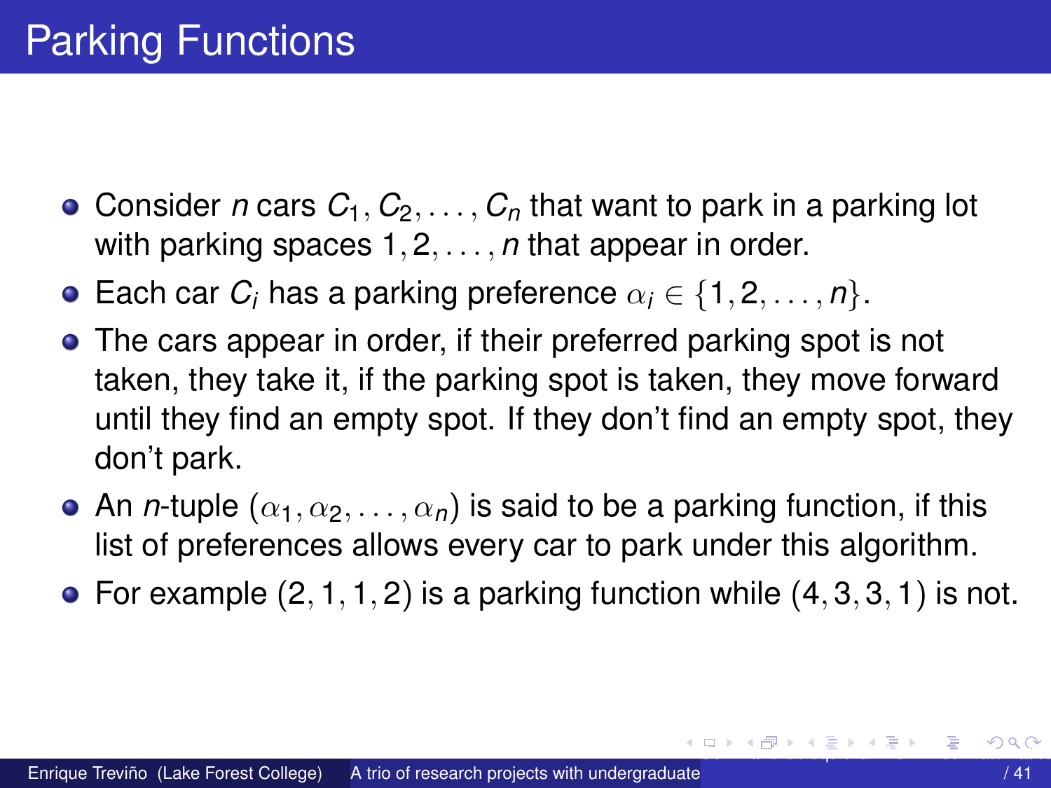# Parking Functions

- Consider $n$ cars $C_1, C_2, \ldots, C_n$ that want to park in a parking lot with parking spaces $1, 2, \ldots, n$ that appear in order.
- Each car $C_i$ has a parking preference $\alpha_i \in \{1, 2, \ldots, n\}$.
- The cars appear in order, if their preferred parking spot is not taken, they take it, if the parking spot is taken, they move forward until they find an empty spot. If they don't find an empty spot, they don't park.
- An $n$-tuple $(\alpha_1, \alpha_2, \ldots, \alpha_n)$ is said to be a parking function, if this list of preferences allows every car to park under this algorithm.
- For example $(2, 1, 1, 2)$ is a parking function while $(4, 3, 3, 1)$ is not.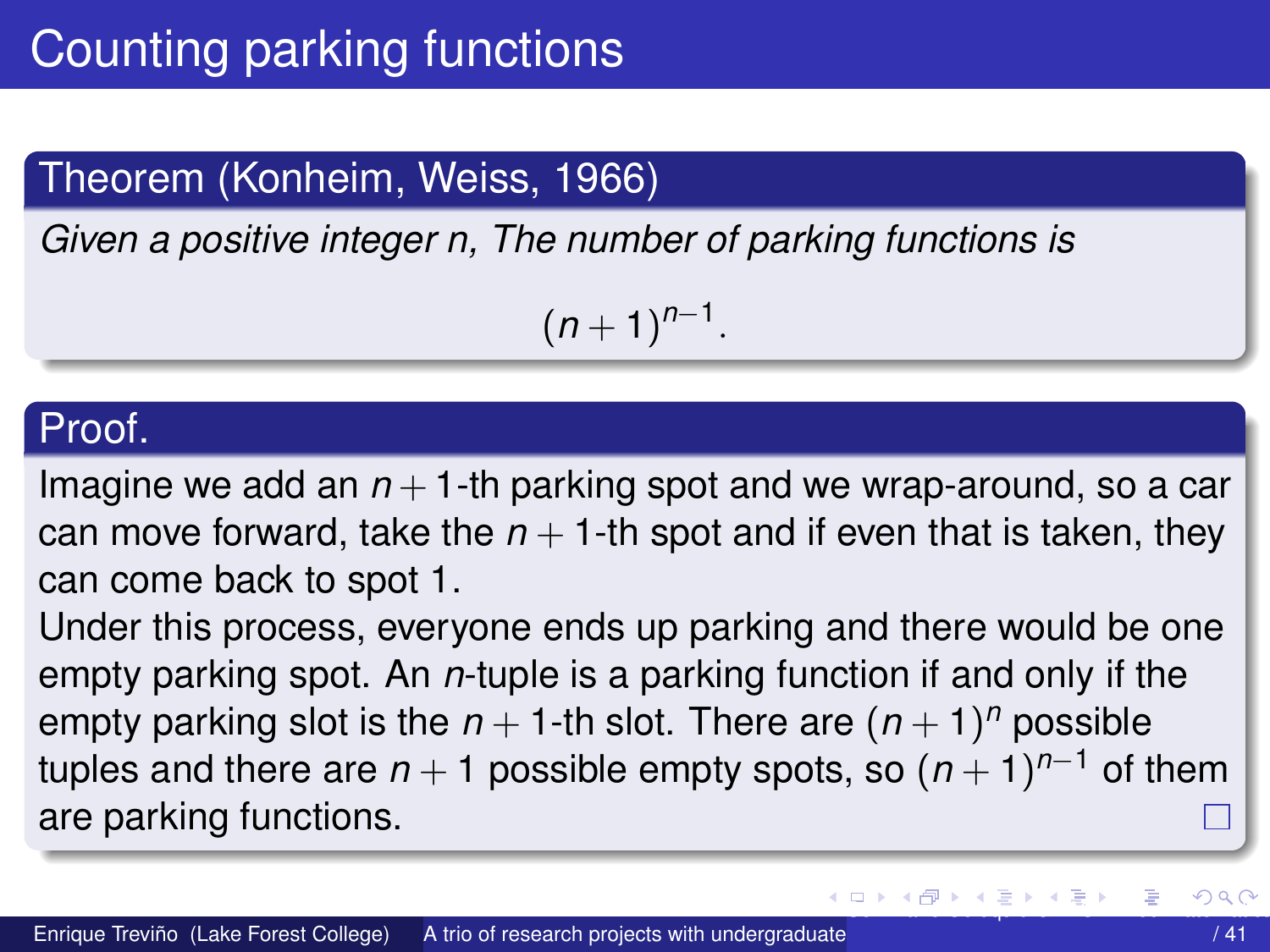# Counting parking functions

**Theorem (Konheim, Weiss, 1966)**

*Given a positive integer n, The number of parking functions is*

$$(n+1)^{n-1}.$$

**Proof.**

Imagine we add an $n+1$-th parking spot and we wrap-around, so a car can move forward, take the $n+1$-th spot and if even that is taken, they can come back to spot 1.

Under this process, everyone ends up parking and there would be one empty parking spot. An $n$-tuple is a parking function if and only if the empty parking slot is the $n+1$-th slot. There are $(n+1)^n$ possible tuples and there are $n+1$ possible empty spots, so $(n+1)^{n-1}$ of them are parking functions. □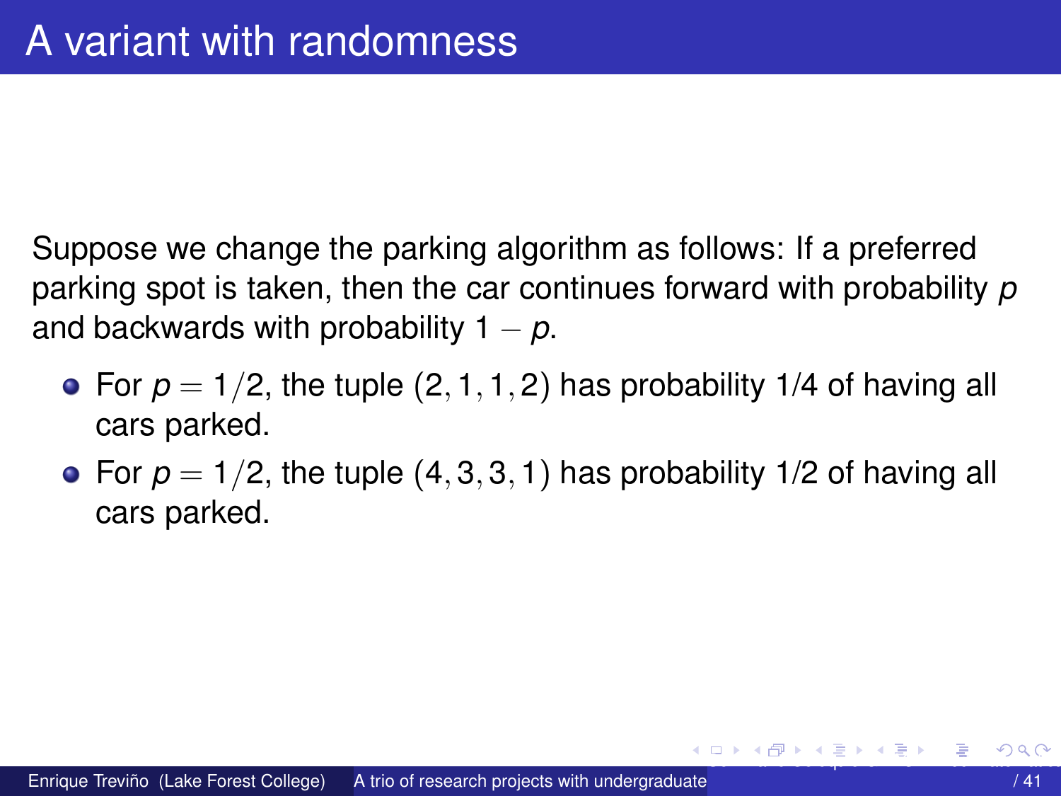# A variant with randomness

Suppose we change the parking algorithm as follows: If a preferred parking spot is taken, then the car continues forward with probability $p$ and backwards with probability $1 - p$.

- For $p = 1/2$, the tuple $(2, 1, 1, 2)$ has probability 1/4 of having all cars parked.
- For $p = 1/2$, the tuple $(4, 3, 3, 1)$ has probability 1/2 of having all cars parked.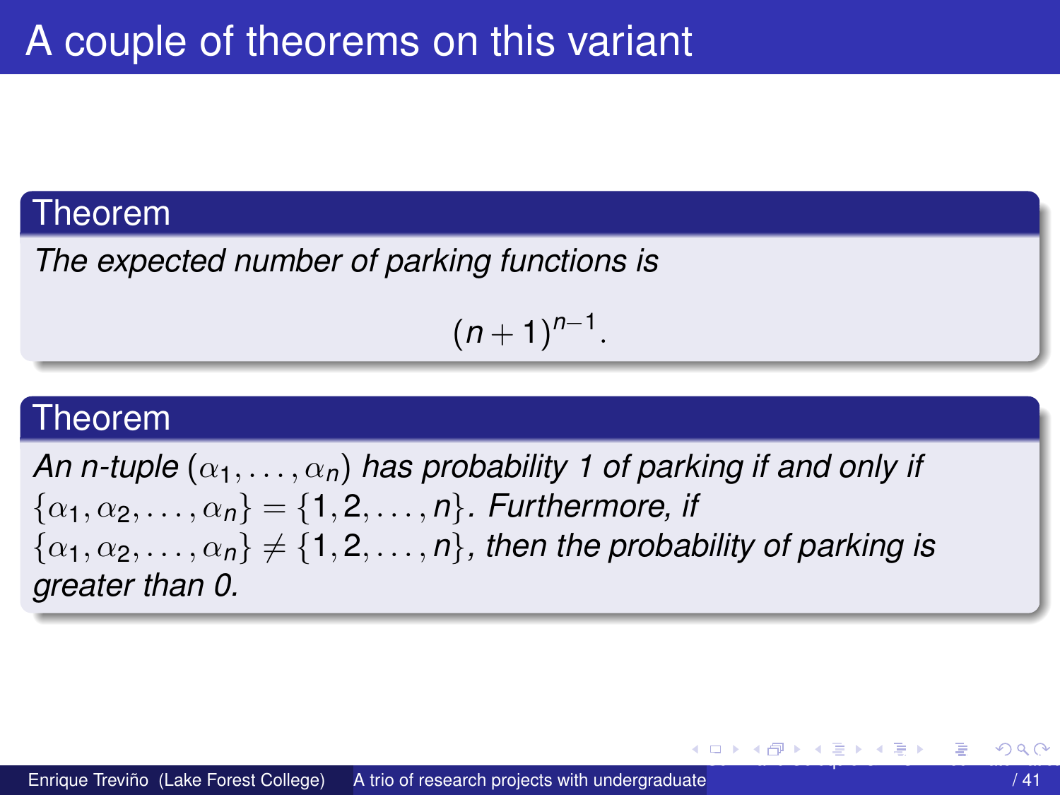# A couple of theorems on this variant

**Theorem**

*The expected number of parking functions is*

$$(n+1)^{n-1}.$$

**Theorem**

*An n-tuple* $(\alpha_1, \ldots, \alpha_n)$ *has probability 1 of parking if and only if* $\{\alpha_1, \alpha_2, \ldots, \alpha_n\} = \{1, 2, \ldots, n\}$*. Furthermore, if* $\{\alpha_1, \alpha_2, \ldots, \alpha_n\} \neq \{1, 2, \ldots, n\}$*, then the probability of parking is greater than 0.*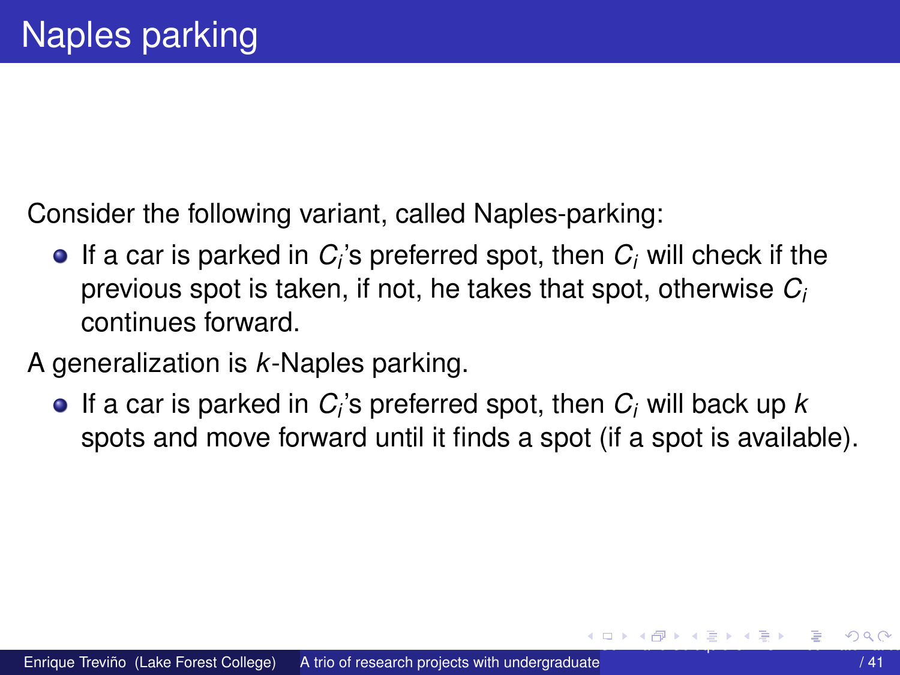# Naples parking

Consider the following variant, called Naples-parking:

- If a car is parked in $C_i$'s preferred spot, then $C_i$ will check if the previous spot is taken, if not, he takes that spot, otherwise $C_i$ continues forward.

A generalization is $k$-Naples parking.

- If a car is parked in $C_i$'s preferred spot, then $C_i$ will back up $k$ spots and move forward until it finds a spot (if a spot is available).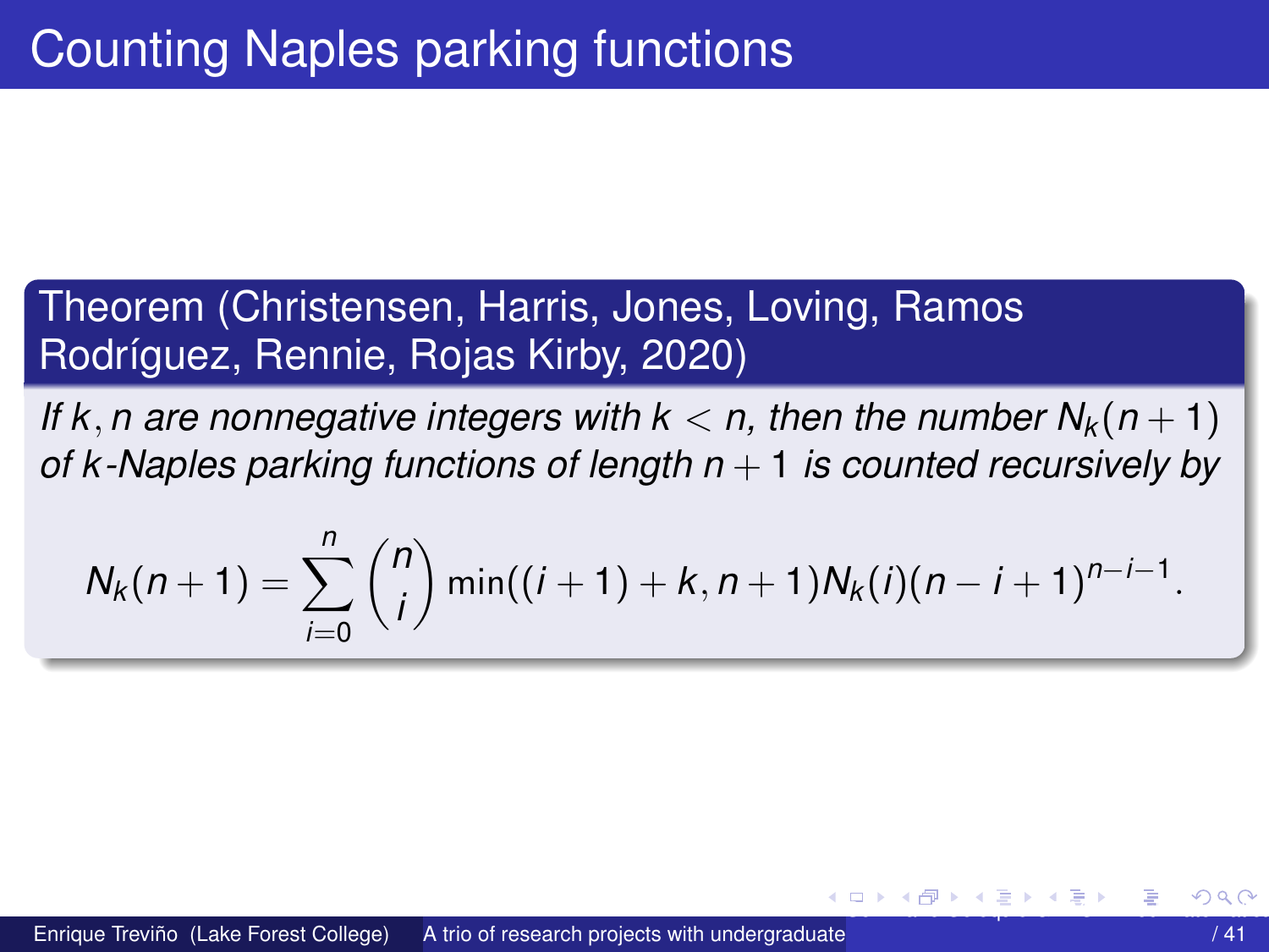# Counting Naples parking functions

**Theorem (Christensen, Harris, Jones, Loving, Ramos Rodríguez, Rennie, Rojas Kirby, 2020)**

*If $k, n$ are nonnegative integers with $k < n$, then the number $N_k(n+1)$ of $k$-Naples parking functions of length $n+1$ is counted recursively by*

$$N_k(n+1) = \sum_{i=0}^{n} \binom{n}{i} \min((i+1)+k, n+1) N_k(i)(n-i+1)^{n-i-1}.$$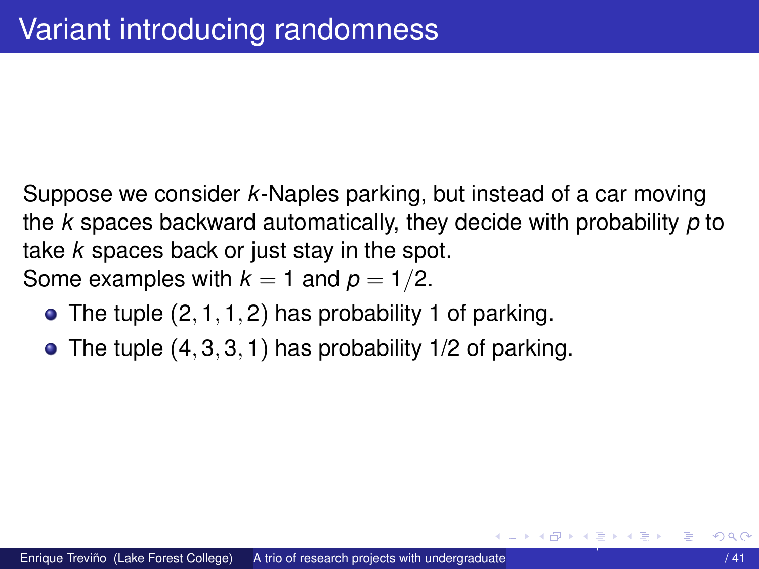# Variant introducing randomness

Suppose we consider $k$-Naples parking, but instead of a car moving the $k$ spaces backward automatically, they decide with probability $p$ to take $k$ spaces back or just stay in the spot.
Some examples with $k = 1$ and $p = 1/2$.

- The tuple $(2, 1, 1, 2)$ has probability 1 of parking.
- The tuple $(4, 3, 3, 1)$ has probability 1/2 of parking.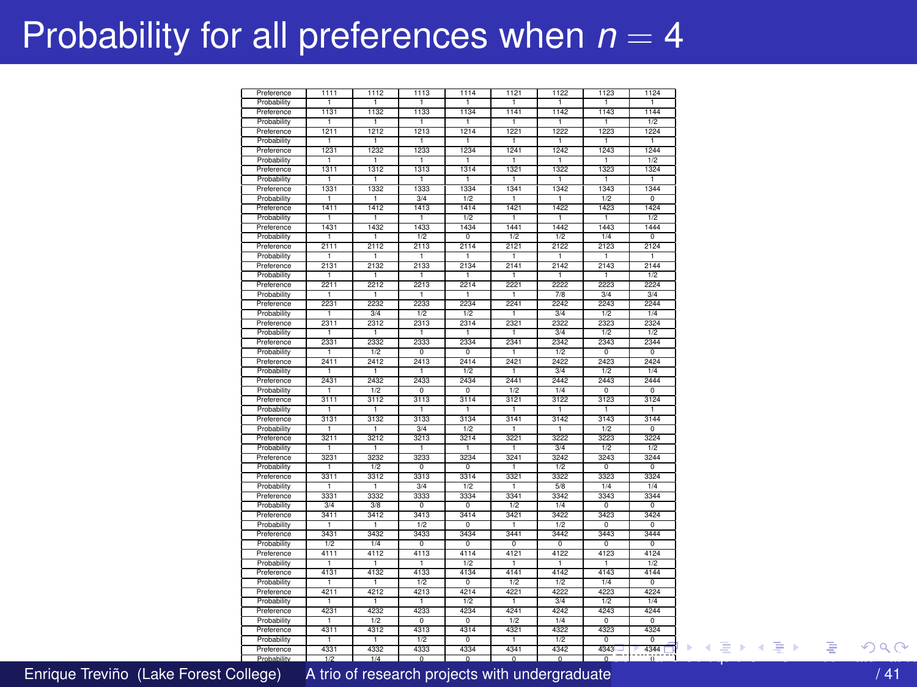# Probability for all preferences when $n = 4$

| Preference | 1111 | 1112 | 1113 | 1114 | 1121 | 1122 | 1123 | 1124 |
|---|---|---|---|---|---|---|---|---|
| Probability | 1 | 1 | 1 | 1 | 1 | 1 | 1 | 1 |
| Preference | 1131 | 1132 | 1133 | 1134 | 1141 | 1142 | 1143 | 1144 |
| Probability | 1 | 1 | 1 | 1 | 1 | 1 | 1 | 1/2 |
| Preference | 1211 | 1212 | 1213 | 1214 | 1221 | 1222 | 1223 | 1224 |
| Probability | 1 | 1 | 1 | 1 | 1 | 1 | 1 | 1 |
| Preference | 1231 | 1232 | 1233 | 1234 | 1241 | 1242 | 1243 | 1244 |
| Probability | 1 | 1 | 1 | 1 | 1 | 1 | 1 | 1/2 |
| Preference | 1311 | 1312 | 1313 | 1314 | 1321 | 1322 | 1323 | 1324 |
| Probability | 1 | 1 | 1 | 1 | 1 | 1 | 1 | 1 |
| Preference | 1331 | 1332 | 1333 | 1334 | 1341 | 1342 | 1343 | 1344 |
| Probability | 1 | 1 | 3/4 | 1/2 | 1 | 1 | 1/2 | 0 |
| Preference | 1411 | 1412 | 1413 | 1414 | 1421 | 1422 | 1423 | 1424 |
| Probability | 1 | 1 | 1 | 1/2 | 1 | 1 | 1 | 1/2 |
| Preference | 1431 | 1432 | 1433 | 1434 | 1441 | 1442 | 1443 | 1444 |
| Probability | 1 | 1 | 1/2 | 0 | 1/2 | 1/2 | 1/4 | 0 |
| Preference | 2111 | 2112 | 2113 | 2114 | 2121 | 2122 | 2123 | 2124 |
| Probability | 1 | 1 | 1 | 1 | 1 | 1 | 1 | 1 |
| Preference | 2131 | 2132 | 2133 | 2134 | 2141 | 2142 | 2143 | 2144 |
| Probability | 1 | 1 | 1 | 1 | 1 | 1 | 1 | 1/2 |
| Preference | 2211 | 2212 | 2213 | 2214 | 2221 | 2222 | 2223 | 2224 |
| Probability | 1 | 1 | 1 | 1 | 1 | 7/8 | 3/4 | 3/4 |
| Preference | 2231 | 2232 | 2233 | 2234 | 2241 | 2242 | 2243 | 2244 |
| Probability | 1 | 3/4 | 1/2 | 1/2 | 1 | 3/4 | 1/2 | 1/4 |
| Preference | 2311 | 2312 | 2313 | 2314 | 2321 | 2322 | 2323 | 2324 |
| Probability | 1 | 1 | 1 | 1 | 1 | 3/4 | 1/2 | 1/2 |
| Preference | 2331 | 2332 | 2333 | 2334 | 2341 | 2342 | 2343 | 2344 |
| Probability | 1 | 1/2 | 0 | 0 | 1 | 1/2 | 0 | 0 |
| Preference | 2411 | 2412 | 2413 | 2414 | 2421 | 2422 | 2423 | 2424 |
| Probability | 1 | 1 | 1 | 1/2 | 1 | 3/4 | 1/2 | 1/4 |
| Preference | 2431 | 2432 | 2433 | 2434 | 2441 | 2442 | 2443 | 2444 |
| Probability | 1 | 1/2 | 0 | 0 | 1/2 | 1/4 | 0 | 0 |
| Preference | 3111 | 3112 | 3113 | 3114 | 3121 | 3122 | 3123 | 3124 |
| Probability | 1 | 1 | 1 | 1 | 1 | 1 | 1 | 1 |
| Preference | 3131 | 3132 | 3133 | 3134 | 3141 | 3142 | 3143 | 3144 |
| Probability | 1 | 1 | 3/4 | 1/2 | 1 | 1 | 1/2 | 0 |
| Preference | 3211 | 3212 | 3213 | 3214 | 3221 | 3222 | 3223 | 3224 |
| Probability | 1 | 1 | 1 | 1 | 1 | 3/4 | 1/2 | 1/2 |
| Preference | 3231 | 3232 | 3233 | 3234 | 3241 | 3242 | 3243 | 3244 |
| Probability | 1 | 1/2 | 0 | 0 | 1 | 1/2 | 0 | 0 |
| Preference | 3311 | 3312 | 3313 | 3314 | 3321 | 3322 | 3323 | 3324 |
| Probability | 1 | 1 | 3/4 | 1/2 | 1 | 5/8 | 1/4 | 1/4 |
| Preference | 3331 | 3332 | 3333 | 3334 | 3341 | 3342 | 3343 | 3344 |
| Probability | 3/4 | 3/8 | 0 | 0 | 1/2 | 1/4 | 0 | 0 |
| Preference | 3411 | 3412 | 3413 | 3414 | 3421 | 3422 | 3423 | 3424 |
| Probability | 1 | 1 | 1/2 | 0 | 1 | 1/2 | 0 | 0 |
| Preference | 3431 | 3432 | 3433 | 3434 | 3441 | 3442 | 3443 | 3444 |
| Probability | 1/2 | 1/4 | 0 | 0 | 0 | 0 | 0 | 0 |
| Preference | 4111 | 4112 | 4113 | 4114 | 4121 | 4122 | 4123 | 4124 |
| Probability | 1 | 1 | 1 | 1/2 | 1 | 1 | 1 | 1/2 |
| Preference | 4131 | 4132 | 4133 | 4134 | 4141 | 4142 | 4143 | 4144 |
| Probability | 1 | 1 | 1/2 | 0 | 1/2 | 1/2 | 1/4 | 0 |
| Preference | 4211 | 4212 | 4213 | 4214 | 4221 | 4222 | 4223 | 4224 |
| Probability | 1 | 1 | 1 | 1/2 | 1 | 3/4 | 1/2 | 1/4 |
| Preference | 4231 | 4232 | 4233 | 4234 | 4241 | 4242 | 4243 | 4244 |
| Probability | 1 | 1/2 | 0 | 0 | 1/2 | 1/4 | 0 | 0 |
| Preference | 4311 | 4312 | 4313 | 4314 | 4321 | 4322 | 4323 | 4324 |
| Probability | 1 | 1 | 1/2 | 0 | 1 | 1/2 | 0 | 0 |
| Preference | 4331 | 4332 | 4333 | 4334 | 4341 | 4342 | 4343 | 4344 |
| Probability | 1/2 | 1/4 | 0 | 0 | 0 | 0 | 0 | 0 |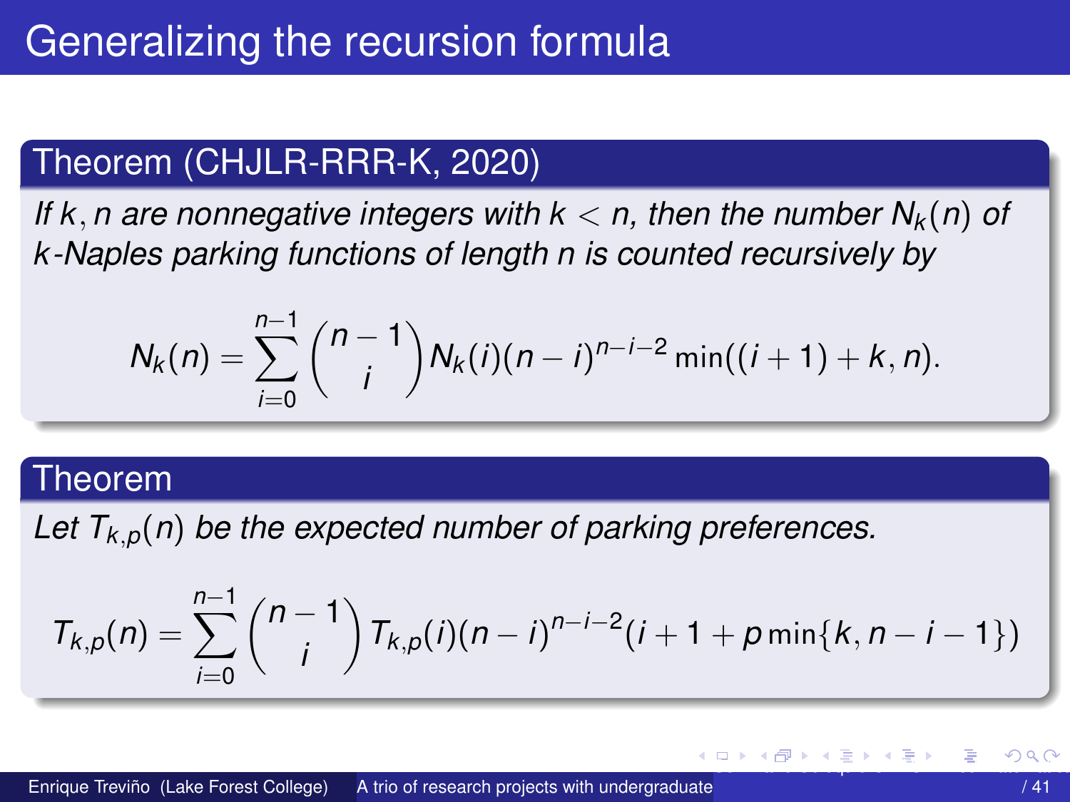# Generalizing the recursion formula

## Theorem (CHJLR-RRR-K, 2020)

*If $k, n$ are nonnegative integers with $k < n$, then the number $N_k(n)$ of $k$-Naples parking functions of length $n$ is counted recursively by*

$$N_k(n) = \sum_{i=0}^{n-1} \binom{n-1}{i} N_k(i)(n-i)^{n-i-2} \min((i+1)+k, n).$$

## Theorem

*Let $T_{k,p}(n)$ be the expected number of parking preferences.*

$$T_{k,p}(n) = \sum_{i=0}^{n-1} \binom{n-1}{i} T_{k,p}(i)(n-i)^{n-i-2}(i+1+p\min\{k, n-i-1\})$$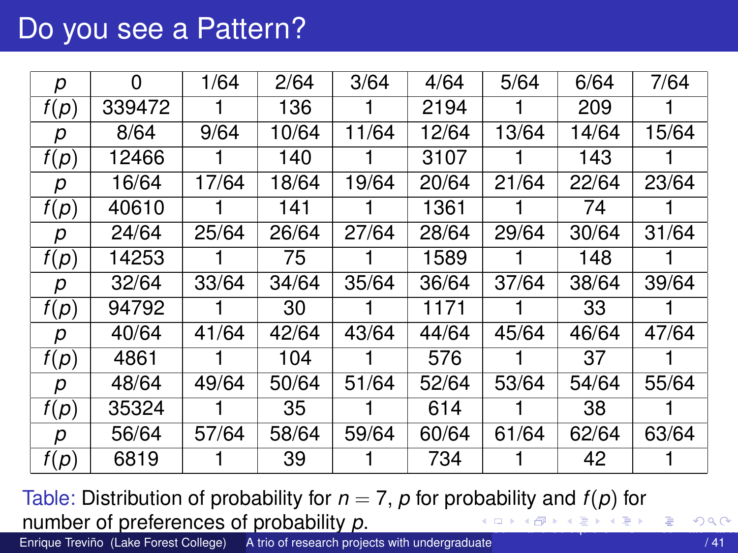# Do you see a Pattern?

| $p$ | 0 | 1/64 | 2/64 | 3/64 | 4/64 | 5/64 | 6/64 | 7/64 |
|---|---|---|---|---|---|---|---|---|
| $f(p)$ | 339472 | 1 | 136 | 1 | 2194 | 1 | 209 | 1 |
| $p$ | 8/64 | 9/64 | 10/64 | 11/64 | 12/64 | 13/64 | 14/64 | 15/64 |
| $f(p)$ | 12466 | 1 | 140 | 1 | 3107 | 1 | 143 | 1 |
| $p$ | 16/64 | 17/64 | 18/64 | 19/64 | 20/64 | 21/64 | 22/64 | 23/64 |
| $f(p)$ | 40610 | 1 | 141 | 1 | 1361 | 1 | 74 | 1 |
| $p$ | 24/64 | 25/64 | 26/64 | 27/64 | 28/64 | 29/64 | 30/64 | 31/64 |
| $f(p)$ | 14253 | 1 | 75 | 1 | 1589 | 1 | 148 | 1 |
| $p$ | 32/64 | 33/64 | 34/64 | 35/64 | 36/64 | 37/64 | 38/64 | 39/64 |
| $f(p)$ | 94792 | 1 | 30 | 1 | 1171 | 1 | 33 | 1 |
| $p$ | 40/64 | 41/64 | 42/64 | 43/64 | 44/64 | 45/64 | 46/64 | 47/64 |
| $f(p)$ | 4861 | 1 | 104 | 1 | 576 | 1 | 37 | 1 |
| $p$ | 48/64 | 49/64 | 50/64 | 51/64 | 52/64 | 53/64 | 54/64 | 55/64 |
| $f(p)$ | 35324 | 1 | 35 | 1 | 614 | 1 | 38 | 1 |
| $p$ | 56/64 | 57/64 | 58/64 | 59/64 | 60/64 | 61/64 | 62/64 | 63/64 |
| $f(p)$ | 6819 | 1 | 39 | 1 | 734 | 1 | 42 | 1 |

Table: Distribution of probability for $n = 7$, $p$ for probability and $f(p)$ for number of preferences of probability $p$.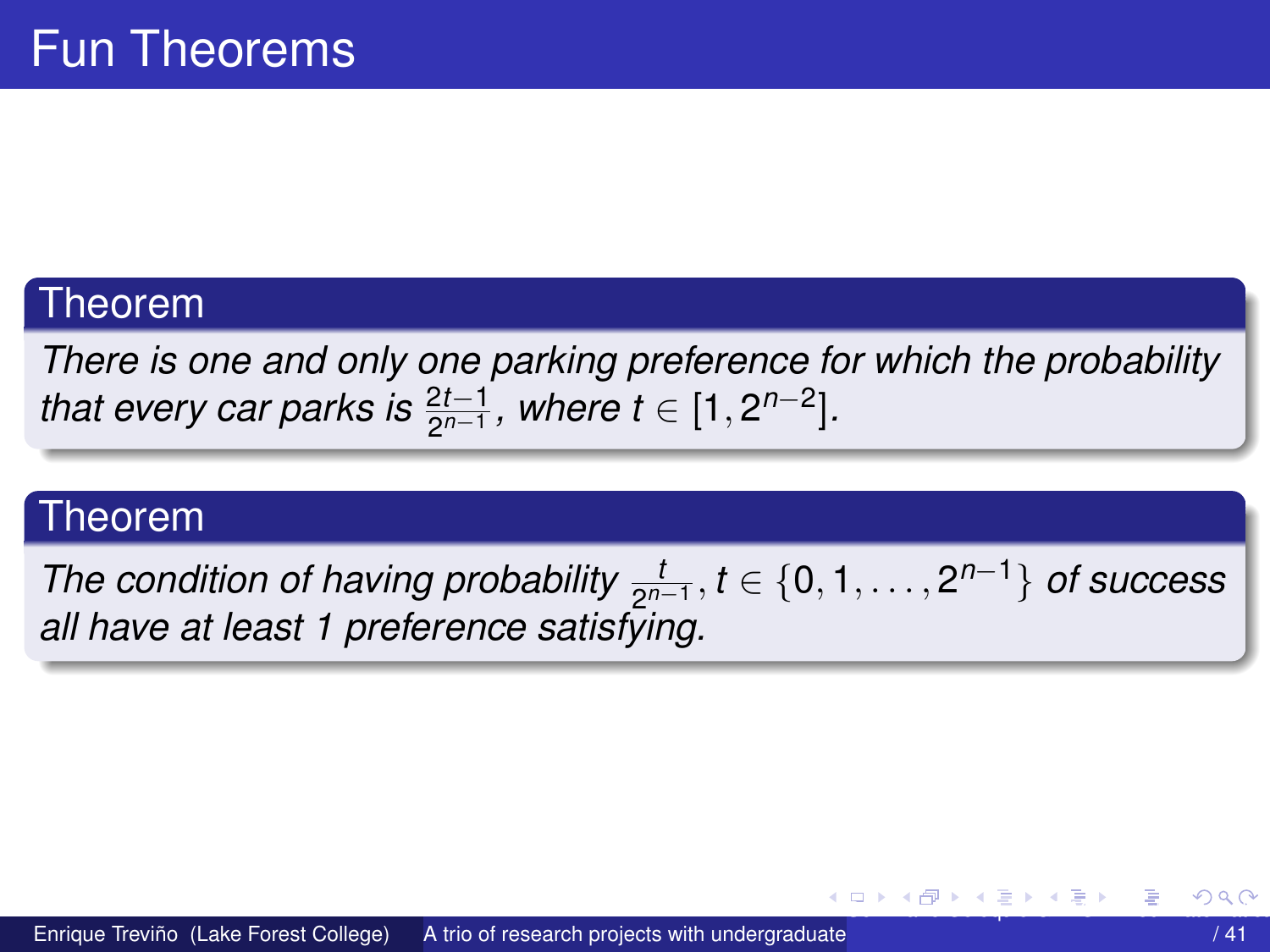# Fun Theorems

**Theorem**

*There is one and only one parking preference for which the probability that every car parks is $\frac{2t-1}{2^{n-1}}$, where $t \in [1, 2^{n-2}]$.*

**Theorem**

*The condition of having probability $\frac{t}{2^{n-1}}, t \in \{0, 1, \ldots, 2^{n-1}\}$ of success all have at least 1 preference satisfying.*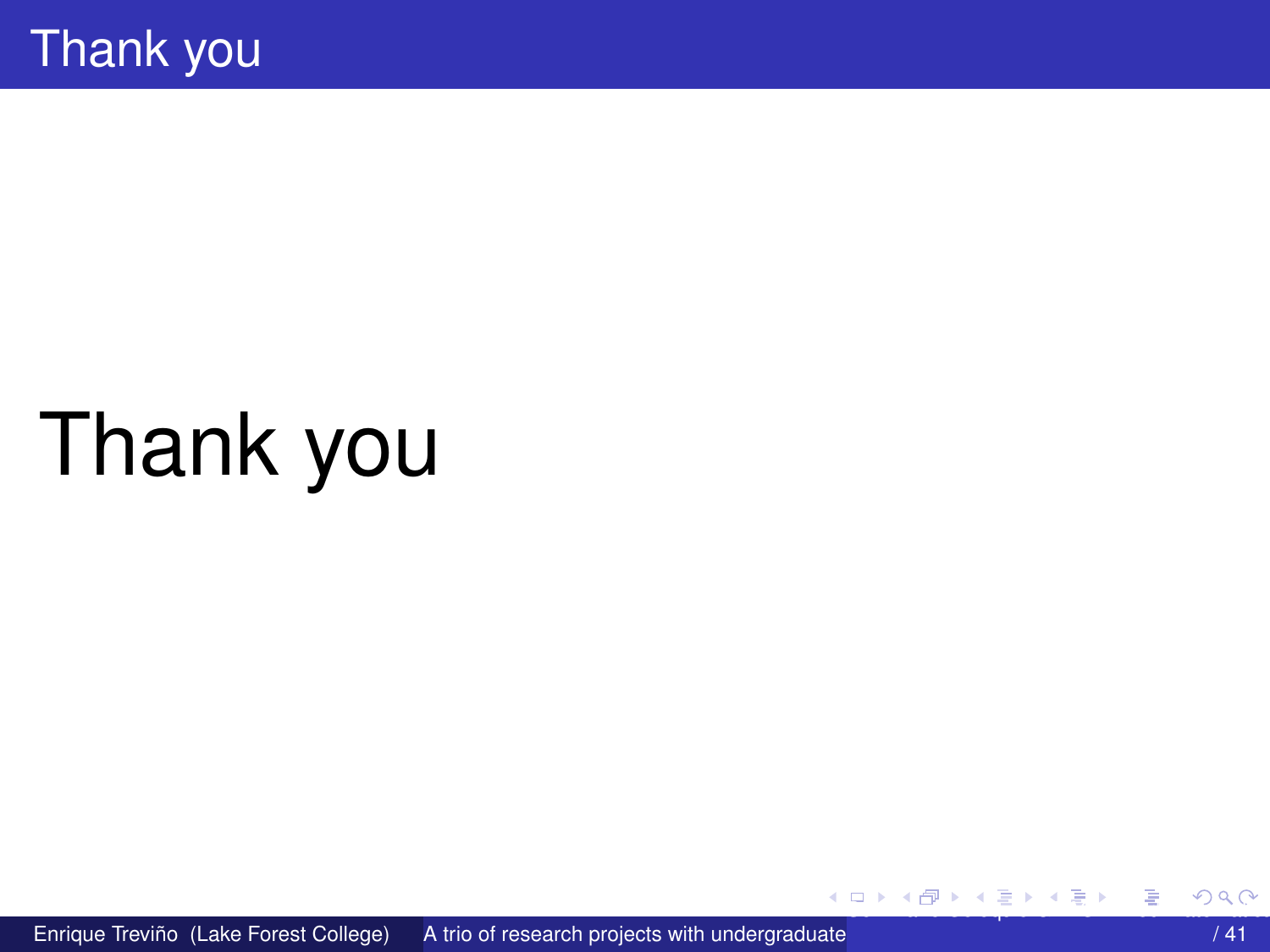# Thank you

Thank you